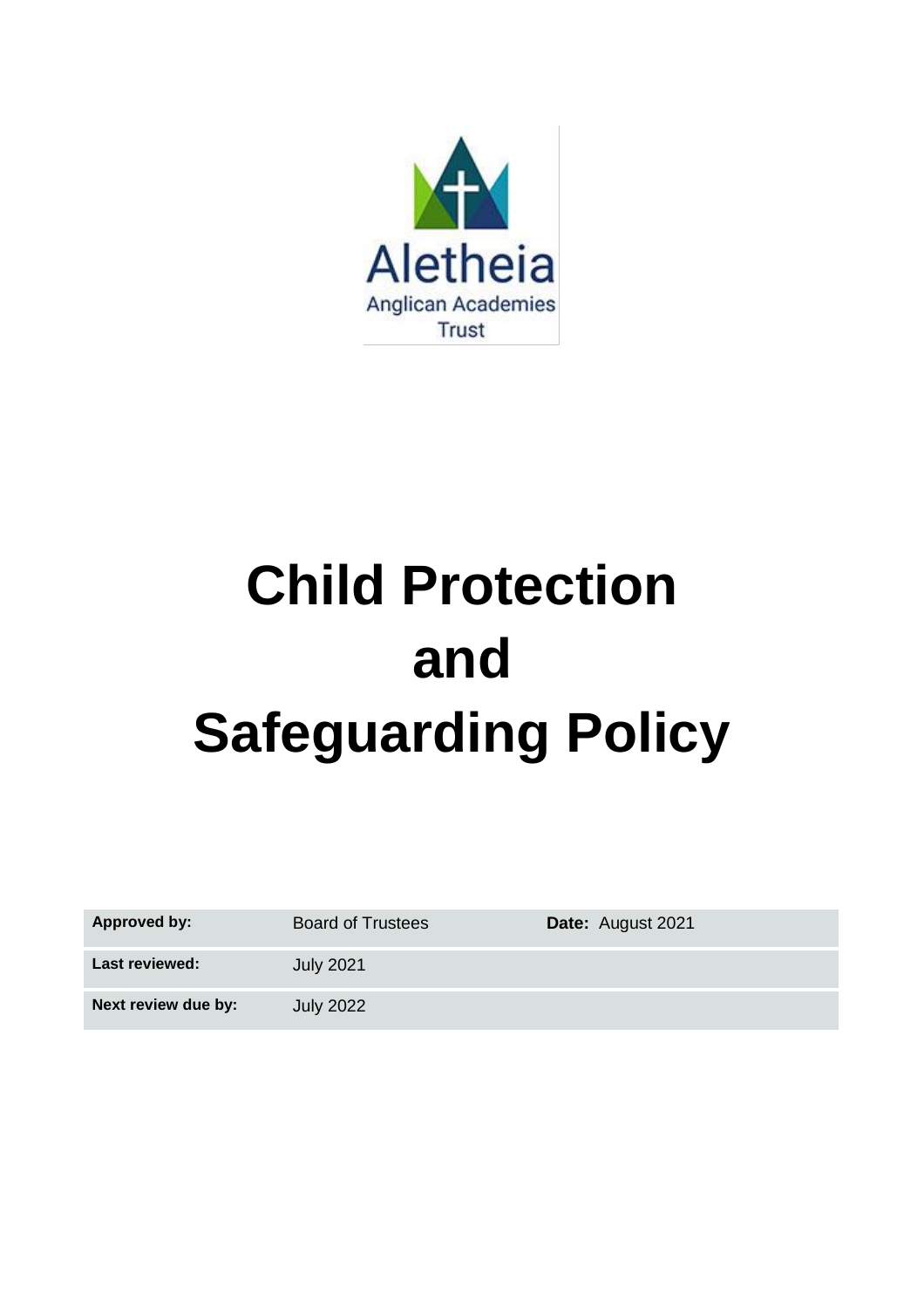Aletheia

Anglican Academies Trust

# Child Protection and Safeguarding Policy

| Approved by: | Board of Trustees | Date: August 2021 |
|---|---|---|
| Last reviewed: | July 2021 | |
| Next review due by: | July 2022 | |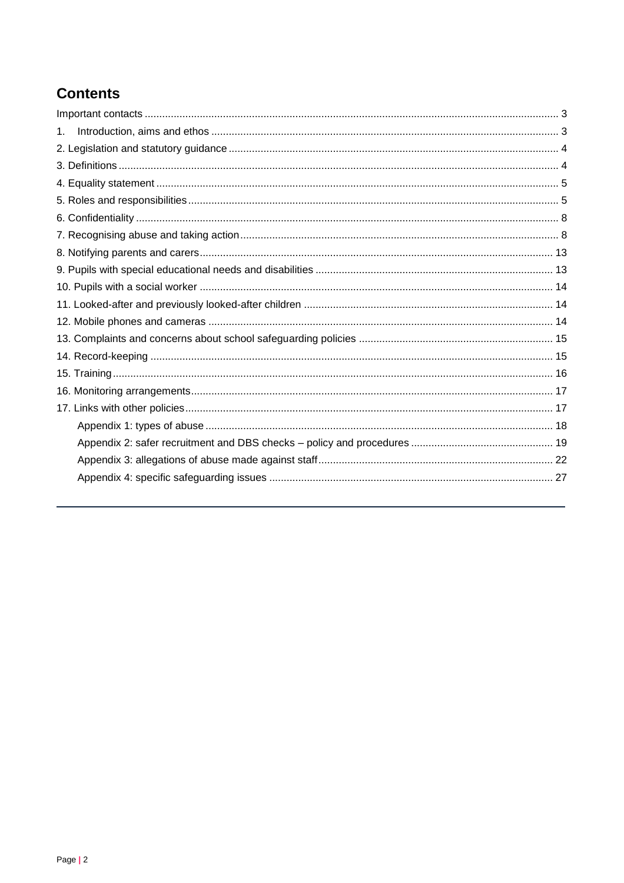## Contents

Important contacts ..... 3

1. Introduction, aims and ethos ..... 3

2. Legislation and statutory guidance ..... 4

3. Definitions ..... 4

4. Equality statement ..... 5

5. Roles and responsibilities ..... 5

6. Confidentiality ..... 8

7. Recognising abuse and taking action ..... 8

8. Notifying parents and carers ..... 13

9. Pupils with special educational needs and disabilities ..... 13

10. Pupils with a social worker ..... 14

11. Looked-after and previously looked-after children ..... 14

12. Mobile phones and cameras ..... 14

13. Complaints and concerns about school safeguarding policies ..... 15

14. Record-keeping ..... 15

15. Training ..... 16

16. Monitoring arrangements ..... 17

17. Links with other policies ..... 17

- Appendix 1: types of abuse ..... 18
- Appendix 2: safer recruitment and DBS checks – policy and procedures ..... 19
- Appendix 3: allegations of abuse made against staff ..... 22
- Appendix 4: specific safeguarding issues ..... 27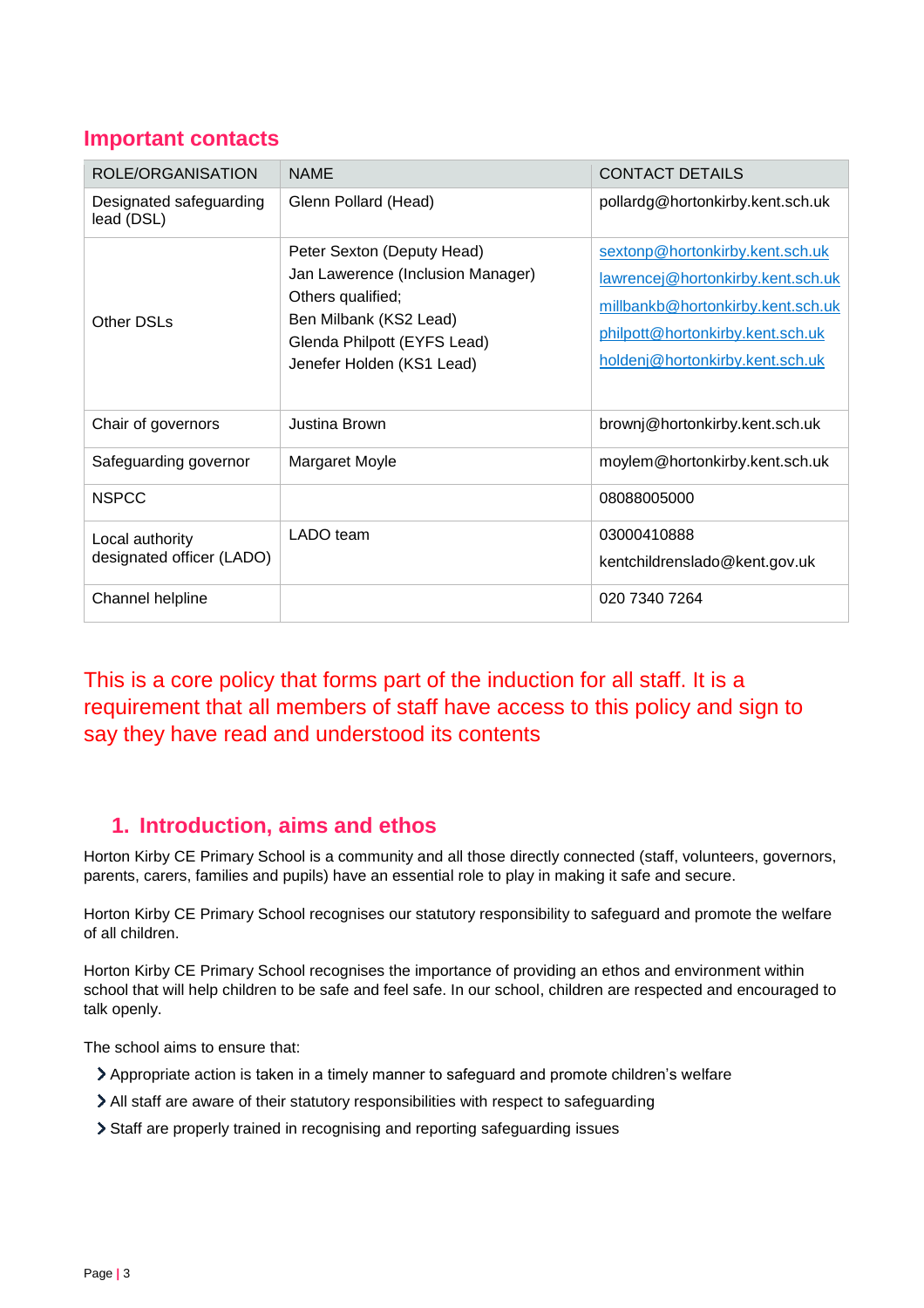## Important contacts

| ROLE/ORGANISATION | NAME | CONTACT DETAILS |
|---|---|---|
| Designated safeguarding lead (DSL) | Glenn Pollard (Head) | pollardg@hortonkirby.kent.sch.uk |
| Other DSLs | Peter Sexton (Deputy Head)<br>Jan Lawerence (Inclusion Manager)<br>Others qualified;<br>Ben Milbank (KS2 Lead)<br>Glenda Philpott (EYFS Lead)<br>Jenefer Holden (KS1 Lead) | sextonp@hortonkirby.kent.sch.uk<br>lawrencej@hortonkirby.kent.sch.uk<br>millbankb@hortonkirby.kent.sch.uk<br>philpott@hortonkirby.kent.sch.uk<br>holdenj@hortonkirby.kent.sch.uk |
| Chair of governors | Justina Brown | brownj@hortonkirby.kent.sch.uk |
| Safeguarding governor | Margaret Moyle | moylem@hortonkirby.kent.sch.uk |
| NSPCC | | 08088005000 |
| Local authority designated officer (LADO) | LADO team | 03000410888<br>kentchildrenslado@kent.gov.uk |
| Channel helpline | | 020 7340 7264 |

This is a core policy that forms part of the induction for all staff. It is a requirement that all members of staff have access to this policy and sign to say they have read and understood its contents

## 1. Introduction, aims and ethos

Horton Kirby CE Primary School is a community and all those directly connected (staff, volunteers, governors, parents, carers, families and pupils) have an essential role to play in making it safe and secure.

Horton Kirby CE Primary School recognises our statutory responsibility to safeguard and promote the welfare of all children.

Horton Kirby CE Primary School recognises the importance of providing an ethos and environment within school that will help children to be safe and feel safe. In our school, children are respected and encouraged to talk openly.

The school aims to ensure that:

- Appropriate action is taken in a timely manner to safeguard and promote children's welfare
- All staff are aware of their statutory responsibilities with respect to safeguarding
- Staff are properly trained in recognising and reporting safeguarding issues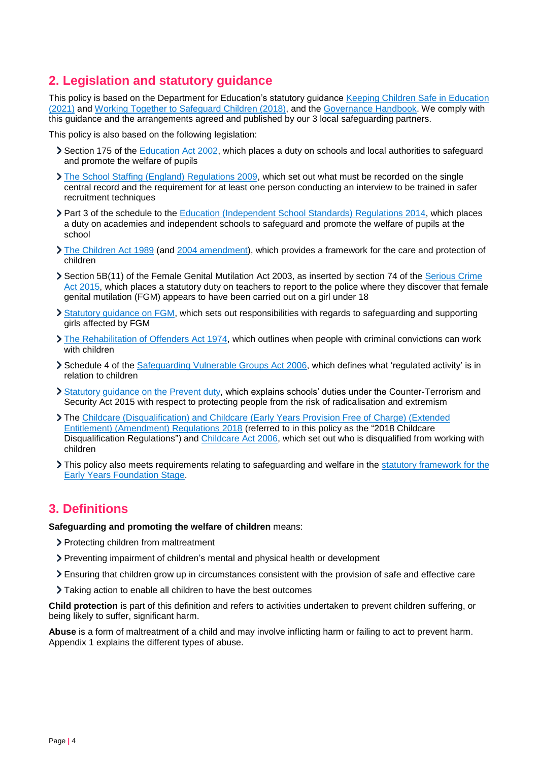## 2. Legislation and statutory guidance

This policy is based on the Department for Education's statutory guidance Keeping Children Safe in Education (2021) and Working Together to Safeguard Children (2018), and the Governance Handbook. We comply with this guidance and the arrangements agreed and published by our 3 local safeguarding partners.

This policy is also based on the following legislation:

- Section 175 of the Education Act 2002, which places a duty on schools and local authorities to safeguard and promote the welfare of pupils
- The School Staffing (England) Regulations 2009, which set out what must be recorded on the single central record and the requirement for at least one person conducting an interview to be trained in safer recruitment techniques
- Part 3 of the schedule to the Education (Independent School Standards) Regulations 2014, which places a duty on academies and independent schools to safeguard and promote the welfare of pupils at the school
- The Children Act 1989 (and 2004 amendment), which provides a framework for the care and protection of children
- Section 5B(11) of the Female Genital Mutilation Act 2003, as inserted by section 74 of the Serious Crime Act 2015, which places a statutory duty on teachers to report to the police where they discover that female genital mutilation (FGM) appears to have been carried out on a girl under 18
- Statutory guidance on FGM, which sets out responsibilities with regards to safeguarding and supporting girls affected by FGM
- The Rehabilitation of Offenders Act 1974, which outlines when people with criminal convictions can work with children
- Schedule 4 of the Safeguarding Vulnerable Groups Act 2006, which defines what 'regulated activity' is in relation to children
- Statutory guidance on the Prevent duty, which explains schools' duties under the Counter-Terrorism and Security Act 2015 with respect to protecting people from the risk of radicalisation and extremism
- The Childcare (Disqualification) and Childcare (Early Years Provision Free of Charge) (Extended Entitlement) (Amendment) Regulations 2018 (referred to in this policy as the "2018 Childcare Disqualification Regulations") and Childcare Act 2006, which set out who is disqualified from working with children
- This policy also meets requirements relating to safeguarding and welfare in the statutory framework for the Early Years Foundation Stage.

## 3. Definitions

**Safeguarding and promoting the welfare of children** means:

- Protecting children from maltreatment
- Preventing impairment of children's mental and physical health or development
- Ensuring that children grow up in circumstances consistent with the provision of safe and effective care
- Taking action to enable all children to have the best outcomes

**Child protection** is part of this definition and refers to activities undertaken to prevent children suffering, or being likely to suffer, significant harm.

**Abuse** is a form of maltreatment of a child and may involve inflicting harm or failing to act to prevent harm. Appendix 1 explains the different types of abuse.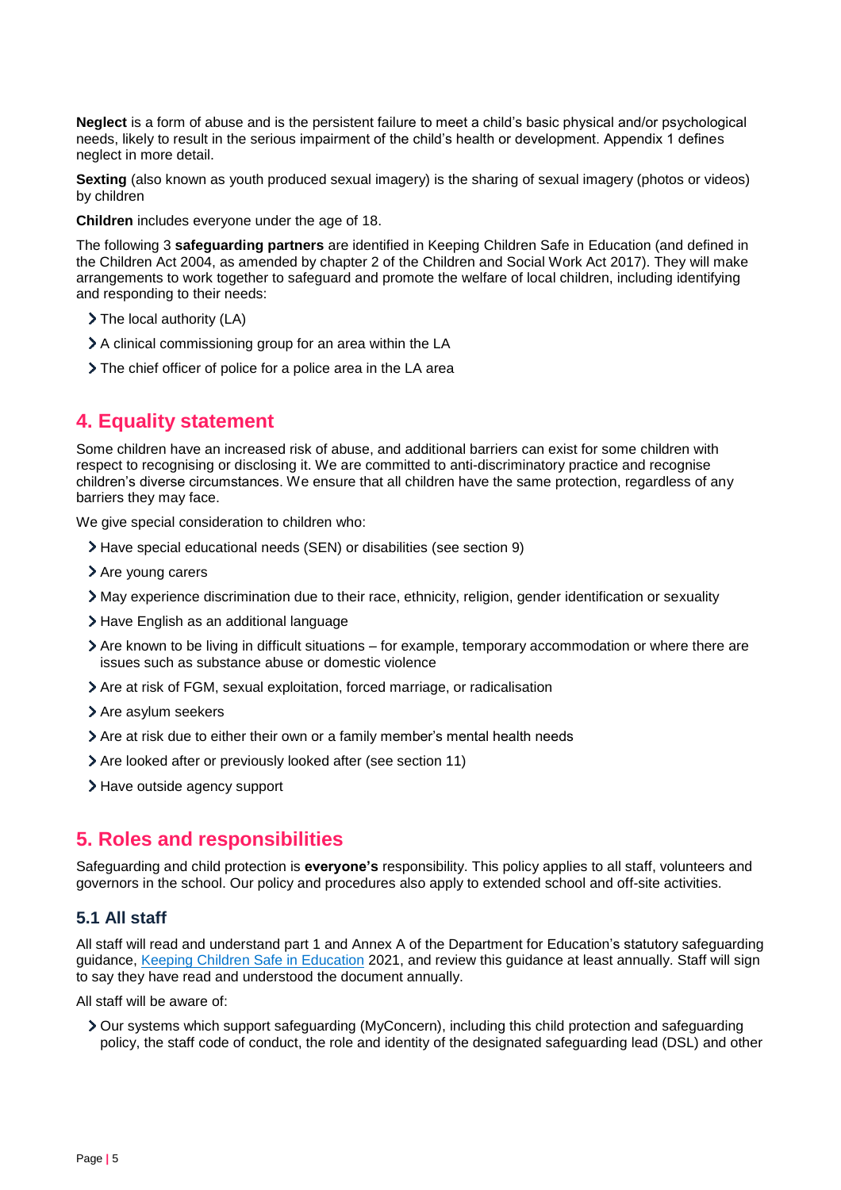**Neglect** is a form of abuse and is the persistent failure to meet a child's basic physical and/or psychological needs, likely to result in the serious impairment of the child's health or development. Appendix 1 defines neglect in more detail.

**Sexting** (also known as youth produced sexual imagery) is the sharing of sexual imagery (photos or videos) by children

**Children** includes everyone under the age of 18.

The following 3 **safeguarding partners** are identified in Keeping Children Safe in Education (and defined in the Children Act 2004, as amended by chapter 2 of the Children and Social Work Act 2017). They will make arrangements to work together to safeguard and promote the welfare of local children, including identifying and responding to their needs:

- The local authority (LA)
- A clinical commissioning group for an area within the LA
- The chief officer of police for a police area in the LA area

## 4. Equality statement

Some children have an increased risk of abuse, and additional barriers can exist for some children with respect to recognising or disclosing it. We are committed to anti-discriminatory practice and recognise children's diverse circumstances. We ensure that all children have the same protection, regardless of any barriers they may face.

We give special consideration to children who:

- Have special educational needs (SEN) or disabilities (see section 9)
- Are young carers
- May experience discrimination due to their race, ethnicity, religion, gender identification or sexuality
- Have English as an additional language
- Are known to be living in difficult situations – for example, temporary accommodation or where there are issues such as substance abuse or domestic violence
- Are at risk of FGM, sexual exploitation, forced marriage, or radicalisation
- Are asylum seekers
- Are at risk due to either their own or a family member's mental health needs
- Are looked after or previously looked after (see section 11)
- Have outside agency support

## 5. Roles and responsibilities

Safeguarding and child protection is **everyone's** responsibility. This policy applies to all staff, volunteers and governors in the school. Our policy and procedures also apply to extended school and off-site activities.

### 5.1 All staff

All staff will read and understand part 1 and Annex A of the Department for Education's statutory safeguarding guidance, Keeping Children Safe in Education 2021, and review this guidance at least annually. Staff will sign to say they have read and understood the document annually.

All staff will be aware of:

- Our systems which support safeguarding (MyConcern), including this child protection and safeguarding policy, the staff code of conduct, the role and identity of the designated safeguarding lead (DSL) and other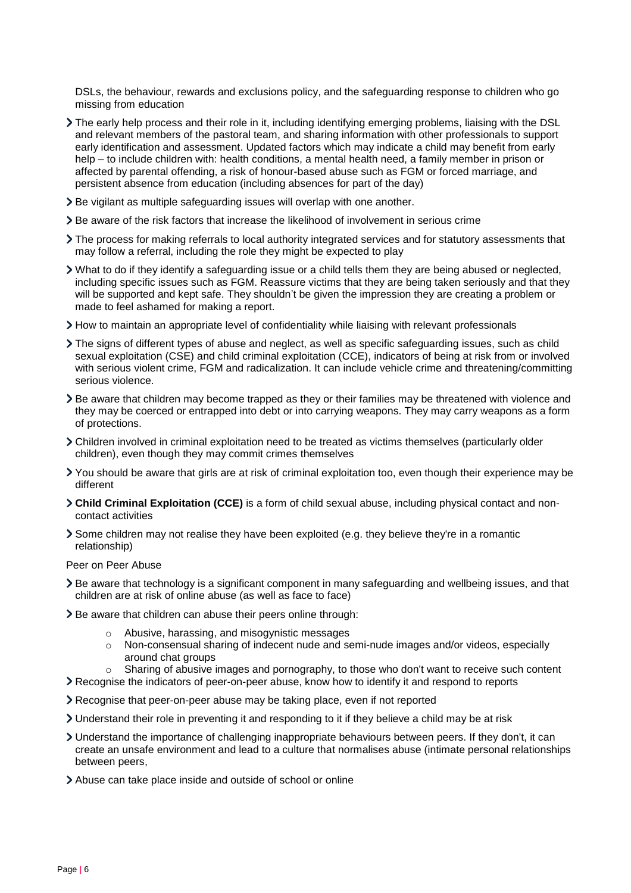DSLs, the behaviour, rewards and exclusions policy, and the safeguarding response to children who go missing from education

- The early help process and their role in it, including identifying emerging problems, liaising with the DSL and relevant members of the pastoral team, and sharing information with other professionals to support early identification and assessment. Updated factors which may indicate a child may benefit from early help – to include children with: health conditions, a mental health need, a family member in prison or affected by parental offending, a risk of honour-based abuse such as FGM or forced marriage, and persistent absence from education (including absences for part of the day)
- Be vigilant as multiple safeguarding issues will overlap with one another.
- Be aware of the risk factors that increase the likelihood of involvement in serious crime
- The process for making referrals to local authority integrated services and for statutory assessments that may follow a referral, including the role they might be expected to play
- What to do if they identify a safeguarding issue or a child tells them they are being abused or neglected, including specific issues such as FGM. Reassure victims that they are being taken seriously and that they will be supported and kept safe. They shouldn't be given the impression they are creating a problem or made to feel ashamed for making a report.
- How to maintain an appropriate level of confidentiality while liaising with relevant professionals
- The signs of different types of abuse and neglect, as well as specific safeguarding issues, such as child sexual exploitation (CSE) and child criminal exploitation (CCE), indicators of being at risk from or involved with serious violent crime, FGM and radicalization. It can include vehicle crime and threatening/committing serious violence.
- Be aware that children may become trapped as they or their families may be threatened with violence and they may be coerced or entrapped into debt or into carrying weapons. They may carry weapons as a form of protections.
- Children involved in criminal exploitation need to be treated as victims themselves (particularly older children), even though they may commit crimes themselves
- You should be aware that girls are at risk of criminal exploitation too, even though their experience may be different
- **Child Criminal Exploitation (CCE)** is a form of child sexual abuse, including physical contact and non-contact activities
- Some children may not realise they have been exploited (e.g. they believe they're in a romantic relationship)

Peer on Peer Abuse

- Be aware that technology is a significant component in many safeguarding and wellbeing issues, and that children are at risk of online abuse (as well as face to face)
- Be aware that children can abuse their peers online through:
  - Abusive, harassing, and misogynistic messages
  - Non-consensual sharing of indecent nude and semi-nude images and/or videos, especially around chat groups
  - Sharing of abusive images and pornography, to those who don't want to receive such content
- Recognise the indicators of peer-on-peer abuse, know how to identify it and respond to reports
- Recognise that peer-on-peer abuse may be taking place, even if not reported
- Understand their role in preventing it and responding to it if they believe a child may be at risk
- Understand the importance of challenging inappropriate behaviours between peers. If they don't, it can create an unsafe environment and lead to a culture that normalises abuse (intimate personal relationships between peers,
- Abuse can take place inside and outside of school or online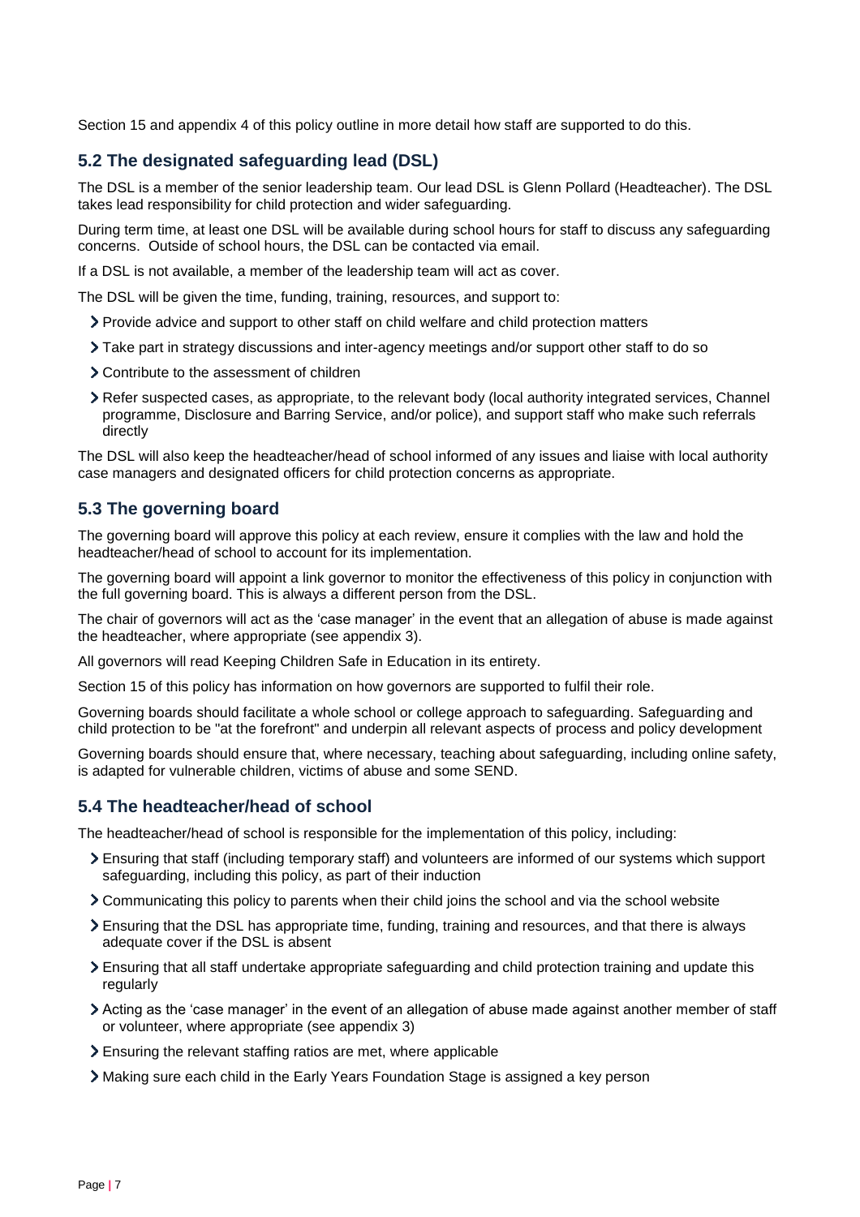Section 15 and appendix 4 of this policy outline in more detail how staff are supported to do this.

### 5.2 The designated safeguarding lead (DSL)

The DSL is a member of the senior leadership team. Our lead DSL is Glenn Pollard (Headteacher). The DSL takes lead responsibility for child protection and wider safeguarding.

During term time, at least one DSL will be available during school hours for staff to discuss any safeguarding concerns. Outside of school hours, the DSL can be contacted via email.

If a DSL is not available, a member of the leadership team will act as cover.

The DSL will be given the time, funding, training, resources, and support to:

- Provide advice and support to other staff on child welfare and child protection matters
- Take part in strategy discussions and inter-agency meetings and/or support other staff to do so
- Contribute to the assessment of children
- Refer suspected cases, as appropriate, to the relevant body (local authority integrated services, Channel programme, Disclosure and Barring Service, and/or police), and support staff who make such referrals directly

The DSL will also keep the headteacher/head of school informed of any issues and liaise with local authority case managers and designated officers for child protection concerns as appropriate.

### 5.3 The governing board

The governing board will approve this policy at each review, ensure it complies with the law and hold the headteacher/head of school to account for its implementation.

The governing board will appoint a link governor to monitor the effectiveness of this policy in conjunction with the full governing board. This is always a different person from the DSL.

The chair of governors will act as the 'case manager' in the event that an allegation of abuse is made against the headteacher, where appropriate (see appendix 3).

All governors will read Keeping Children Safe in Education in its entirety.

Section 15 of this policy has information on how governors are supported to fulfil their role.

Governing boards should facilitate a whole school or college approach to safeguarding. Safeguarding and child protection to be "at the forefront" and underpin all relevant aspects of process and policy development

Governing boards should ensure that, where necessary, teaching about safeguarding, including online safety, is adapted for vulnerable children, victims of abuse and some SEND.

### 5.4 The headteacher/head of school

The headteacher/head of school is responsible for the implementation of this policy, including:

- Ensuring that staff (including temporary staff) and volunteers are informed of our systems which support safeguarding, including this policy, as part of their induction
- Communicating this policy to parents when their child joins the school and via the school website
- Ensuring that the DSL has appropriate time, funding, training and resources, and that there is always adequate cover if the DSL is absent
- Ensuring that all staff undertake appropriate safeguarding and child protection training and update this regularly
- Acting as the 'case manager' in the event of an allegation of abuse made against another member of staff or volunteer, where appropriate (see appendix 3)
- Ensuring the relevant staffing ratios are met, where applicable
- Making sure each child in the Early Years Foundation Stage is assigned a key person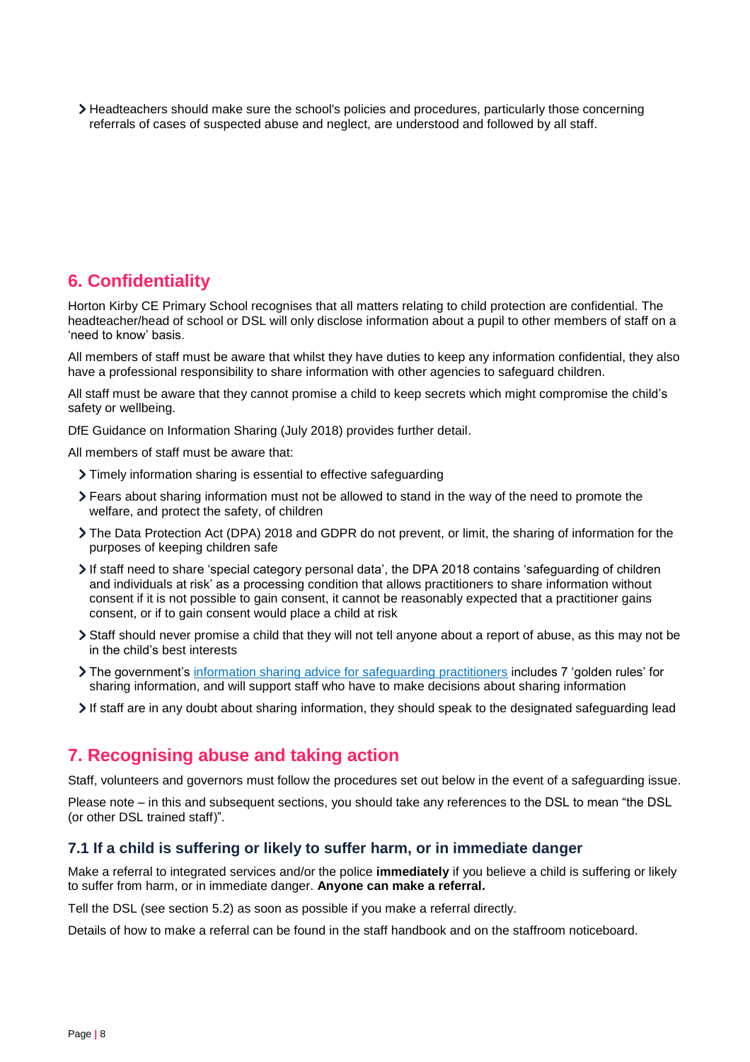- Headteachers should make sure the school's policies and procedures, particularly those concerning referrals of cases of suspected abuse and neglect, are understood and followed by all staff.

## 6. Confidentiality

Horton Kirby CE Primary School recognises that all matters relating to child protection are confidential. The headteacher/head of school or DSL will only disclose information about a pupil to other members of staff on a 'need to know' basis.

All members of staff must be aware that whilst they have duties to keep any information confidential, they also have a professional responsibility to share information with other agencies to safeguard children.

All staff must be aware that they cannot promise a child to keep secrets which might compromise the child's safety or wellbeing.

DfE Guidance on Information Sharing (July 2018) provides further detail.

All members of staff must be aware that:

- Timely information sharing is essential to effective safeguarding
- Fears about sharing information must not be allowed to stand in the way of the need to promote the welfare, and protect the safety, of children
- The Data Protection Act (DPA) 2018 and GDPR do not prevent, or limit, the sharing of information for the purposes of keeping children safe
- If staff need to share 'special category personal data', the DPA 2018 contains 'safeguarding of children and individuals at risk' as a processing condition that allows practitioners to share information without consent if it is not possible to gain consent, it cannot be reasonably expected that a practitioner gains consent, or if to gain consent would place a child at risk
- Staff should never promise a child that they will not tell anyone about a report of abuse, as this may not be in the child's best interests
- The government's [information sharing advice for safeguarding practitioners]() includes 7 'golden rules' for sharing information, and will support staff who have to make decisions about sharing information
- If staff are in any doubt about sharing information, they should speak to the designated safeguarding lead

## 7. Recognising abuse and taking action

Staff, volunteers and governors must follow the procedures set out below in the event of a safeguarding issue.

Please note – in this and subsequent sections, you should take any references to the DSL to mean "the DSL (or other DSL trained staff)".

### 7.1 If a child is suffering or likely to suffer harm, or in immediate danger

Make a referral to integrated services and/or the police **immediately** if you believe a child is suffering or likely to suffer from harm, or in immediate danger. **Anyone can make a referral.**

Tell the DSL (see section 5.2) as soon as possible if you make a referral directly.

Details of how to make a referral can be found in the staff handbook and on the staffroom noticeboard.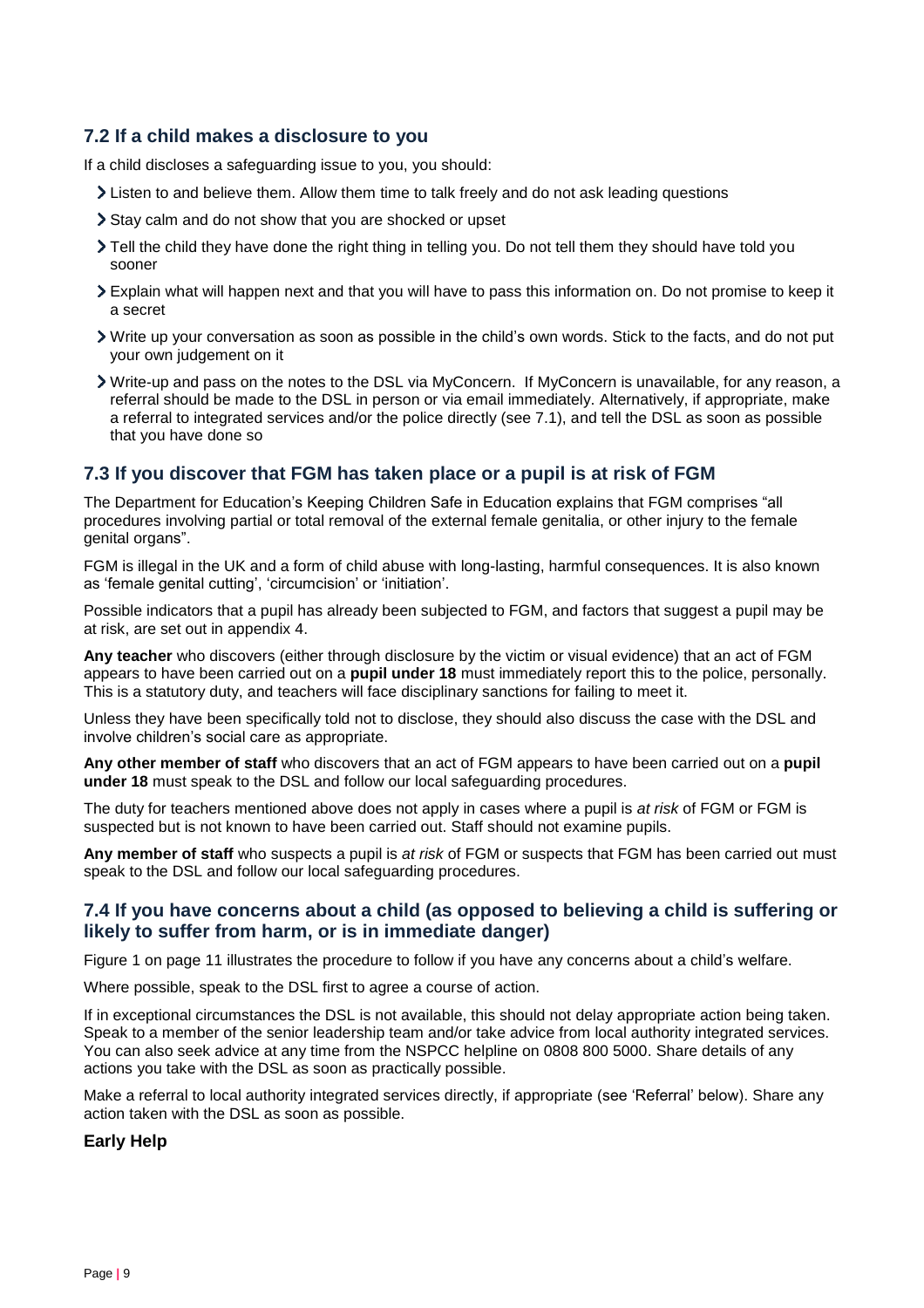## 7.2 If a child makes a disclosure to you

If a child discloses a safeguarding issue to you, you should:

- Listen to and believe them. Allow them time to talk freely and do not ask leading questions
- Stay calm and do not show that you are shocked or upset
- Tell the child they have done the right thing in telling you. Do not tell them they should have told you sooner
- Explain what will happen next and that you will have to pass this information on. Do not promise to keep it a secret
- Write up your conversation as soon as possible in the child's own words. Stick to the facts, and do not put your own judgement on it
- Write-up and pass on the notes to the DSL via MyConcern. If MyConcern is unavailable, for any reason, a referral should be made to the DSL in person or via email immediately. Alternatively, if appropriate, make a referral to integrated services and/or the police directly (see 7.1), and tell the DSL as soon as possible that you have done so

## 7.3 If you discover that FGM has taken place or a pupil is at risk of FGM

The Department for Education's Keeping Children Safe in Education explains that FGM comprises "all procedures involving partial or total removal of the external female genitalia, or other injury to the female genital organs".

FGM is illegal in the UK and a form of child abuse with long-lasting, harmful consequences. It is also known as 'female genital cutting', 'circumcision' or 'initiation'.

Possible indicators that a pupil has already been subjected to FGM, and factors that suggest a pupil may be at risk, are set out in appendix 4.

**Any teacher** who discovers (either through disclosure by the victim or visual evidence) that an act of FGM appears to have been carried out on a **pupil under 18** must immediately report this to the police, personally. This is a statutory duty, and teachers will face disciplinary sanctions for failing to meet it.

Unless they have been specifically told not to disclose, they should also discuss the case with the DSL and involve children's social care as appropriate.

**Any other member of staff** who discovers that an act of FGM appears to have been carried out on a **pupil under 18** must speak to the DSL and follow our local safeguarding procedures.

The duty for teachers mentioned above does not apply in cases where a pupil is *at risk* of FGM or FGM is suspected but is not known to have been carried out. Staff should not examine pupils.

**Any member of staff** who suspects a pupil is *at risk* of FGM or suspects that FGM has been carried out must speak to the DSL and follow our local safeguarding procedures.

## 7.4 If you have concerns about a child (as opposed to believing a child is suffering or likely to suffer from harm, or is in immediate danger)

Figure 1 on page 11 illustrates the procedure to follow if you have any concerns about a child's welfare.

Where possible, speak to the DSL first to agree a course of action.

If in exceptional circumstances the DSL is not available, this should not delay appropriate action being taken. Speak to a member of the senior leadership team and/or take advice from local authority integrated services. You can also seek advice at any time from the NSPCC helpline on 0808 800 5000. Share details of any actions you take with the DSL as soon as practically possible.

Make a referral to local authority integrated services directly, if appropriate (see 'Referral' below). Share any action taken with the DSL as soon as possible.

**Early Help**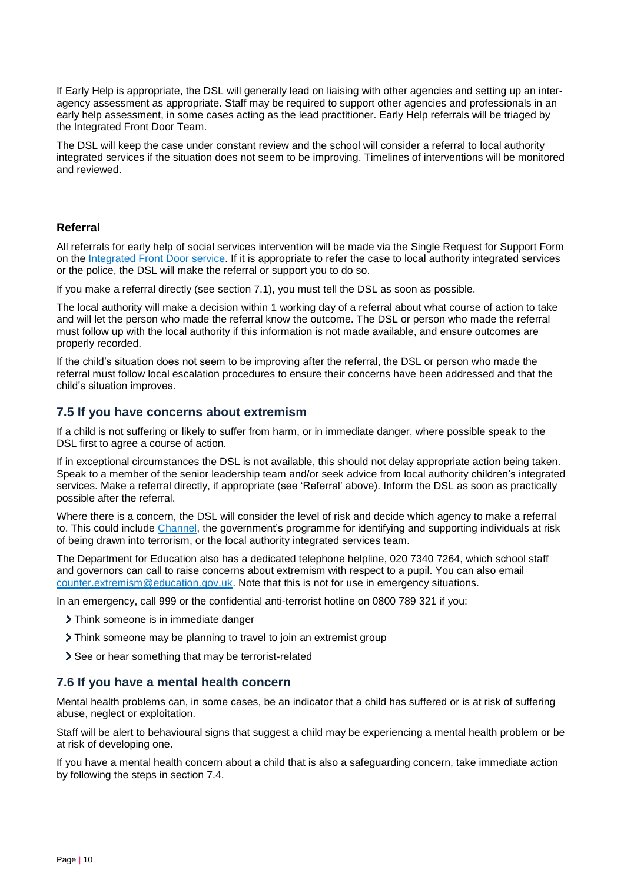If Early Help is appropriate, the DSL will generally lead on liaising with other agencies and setting up an inter-agency assessment as appropriate. Staff may be required to support other agencies and professionals in an early help assessment, in some cases acting as the lead practitioner. Early Help referrals will be triaged by the Integrated Front Door Team.

The DSL will keep the case under constant review and the school will consider a referral to local authority integrated services if the situation does not seem to be improving. Timelines of interventions will be monitored and reviewed.

### Referral

All referrals for early help of social services intervention will be made via the Single Request for Support Form on the [Integrated Front Door service](). If it is appropriate to refer the case to local authority integrated services or the police, the DSL will make the referral or support you to do so.

If you make a referral directly (see section 7.1), you must tell the DSL as soon as possible.

The local authority will make a decision within 1 working day of a referral about what course of action to take and will let the person who made the referral know the outcome. The DSL or person who made the referral must follow up with the local authority if this information is not made available, and ensure outcomes are properly recorded.

If the child's situation does not seem to be improving after the referral, the DSL or person who made the referral must follow local escalation procedures to ensure their concerns have been addressed and that the child's situation improves.

## 7.5 If you have concerns about extremism

If a child is not suffering or likely to suffer from harm, or in immediate danger, where possible speak to the DSL first to agree a course of action.

If in exceptional circumstances the DSL is not available, this should not delay appropriate action being taken. Speak to a member of the senior leadership team and/or seek advice from local authority children's integrated services. Make a referral directly, if appropriate (see 'Referral' above). Inform the DSL as soon as practically possible after the referral.

Where there is a concern, the DSL will consider the level of risk and decide which agency to make a referral to. This could include [Channel](), the government's programme for identifying and supporting individuals at risk of being drawn into terrorism, or the local authority integrated services team.

The Department for Education also has a dedicated telephone helpline, 020 7340 7264, which school staff and governors can call to raise concerns about extremism with respect to a pupil. You can also email [counter.extremism@education.gov.uk](mailto:counter.extremism@education.gov.uk). Note that this is not for use in emergency situations.

In an emergency, call 999 or the confidential anti-terrorist hotline on 0800 789 321 if you:

- Think someone is in immediate danger
- Think someone may be planning to travel to join an extremist group
- See or hear something that may be terrorist-related

## 7.6 If you have a mental health concern

Mental health problems can, in some cases, be an indicator that a child has suffered or is at risk of suffering abuse, neglect or exploitation.

Staff will be alert to behavioural signs that suggest a child may be experiencing a mental health problem or be at risk of developing one.

If you have a mental health concern about a child that is also a safeguarding concern, take immediate action by following the steps in section 7.4.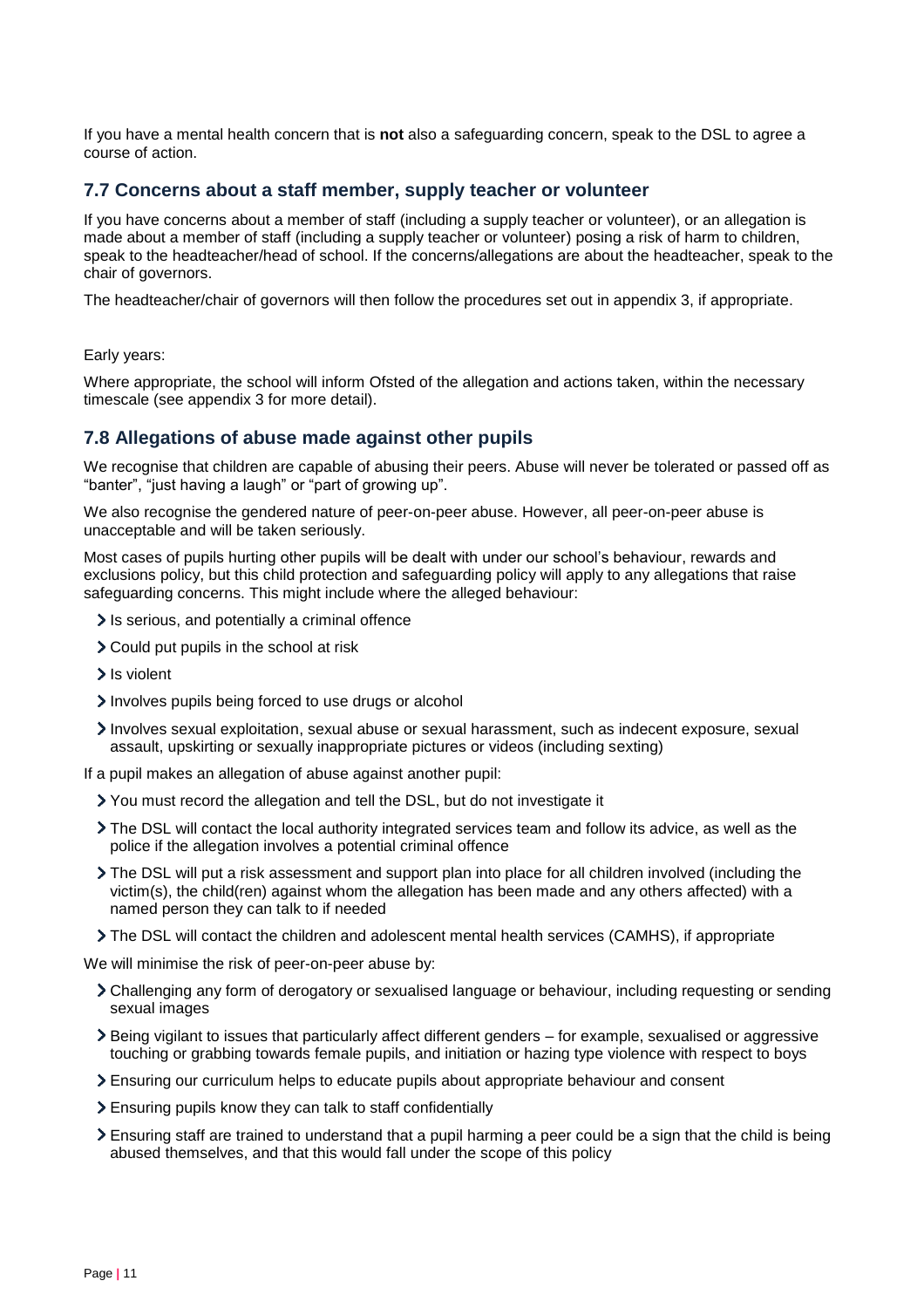If you have a mental health concern that is **not** also a safeguarding concern, speak to the DSL to agree a course of action.

### 7.7 Concerns about a staff member, supply teacher or volunteer

If you have concerns about a member of staff (including a supply teacher or volunteer), or an allegation is made about a member of staff (including a supply teacher or volunteer) posing a risk of harm to children, speak to the headteacher/head of school. If the concerns/allegations are about the headteacher, speak to the chair of governors.

The headteacher/chair of governors will then follow the procedures set out in appendix 3, if appropriate.

Early years:

Where appropriate, the school will inform Ofsted of the allegation and actions taken, within the necessary timescale (see appendix 3 for more detail).

### 7.8 Allegations of abuse made against other pupils

We recognise that children are capable of abusing their peers. Abuse will never be tolerated or passed off as "banter", "just having a laugh" or "part of growing up".

We also recognise the gendered nature of peer-on-peer abuse. However, all peer-on-peer abuse is unacceptable and will be taken seriously.

Most cases of pupils hurting other pupils will be dealt with under our school's behaviour, rewards and exclusions policy, but this child protection and safeguarding policy will apply to any allegations that raise safeguarding concerns. This might include where the alleged behaviour:

- Is serious, and potentially a criminal offence
- Could put pupils in the school at risk
- Is violent
- Involves pupils being forced to use drugs or alcohol
- Involves sexual exploitation, sexual abuse or sexual harassment, such as indecent exposure, sexual assault, upskirting or sexually inappropriate pictures or videos (including sexting)

If a pupil makes an allegation of abuse against another pupil:

- You must record the allegation and tell the DSL, but do not investigate it
- The DSL will contact the local authority integrated services team and follow its advice, as well as the police if the allegation involves a potential criminal offence
- The DSL will put a risk assessment and support plan into place for all children involved (including the victim(s), the child(ren) against whom the allegation has been made and any others affected) with a named person they can talk to if needed
- The DSL will contact the children and adolescent mental health services (CAMHS), if appropriate

We will minimise the risk of peer-on-peer abuse by:

- Challenging any form of derogatory or sexualised language or behaviour, including requesting or sending sexual images
- Being vigilant to issues that particularly affect different genders – for example, sexualised or aggressive touching or grabbing towards female pupils, and initiation or hazing type violence with respect to boys
- Ensuring our curriculum helps to educate pupils about appropriate behaviour and consent
- Ensuring pupils know they can talk to staff confidentially
- Ensuring staff are trained to understand that a pupil harming a peer could be a sign that the child is being abused themselves, and that this would fall under the scope of this policy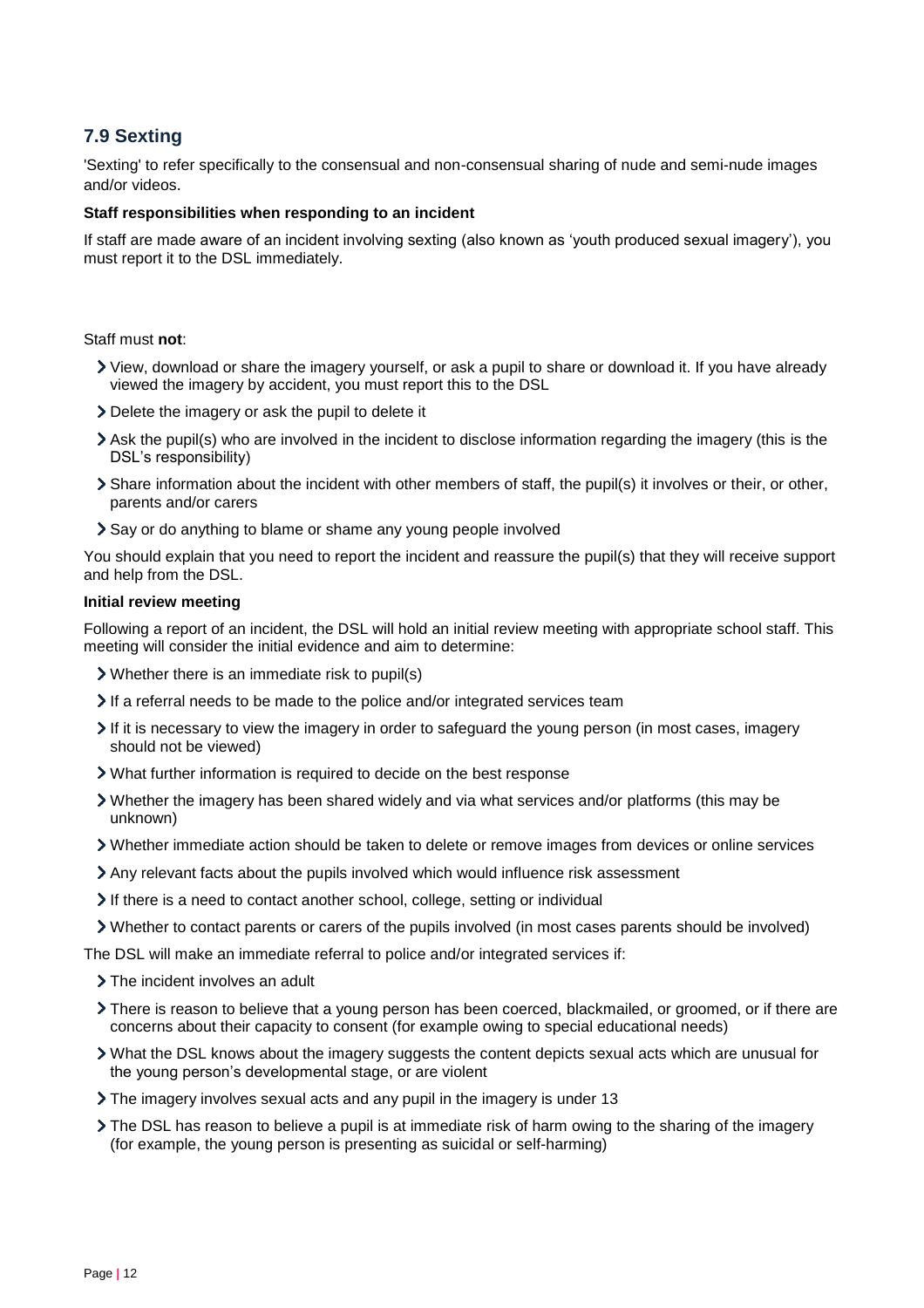## 7.9 Sexting

'Sexting' to refer specifically to the consensual and non-consensual sharing of nude and semi-nude images and/or videos.

**Staff responsibilities when responding to an incident**

If staff are made aware of an incident involving sexting (also known as 'youth produced sexual imagery'), you must report it to the DSL immediately.

Staff must **not**:

- View, download or share the imagery yourself, or ask a pupil to share or download it. If you have already viewed the imagery by accident, you must report this to the DSL
- Delete the imagery or ask the pupil to delete it
- Ask the pupil(s) who are involved in the incident to disclose information regarding the imagery (this is the DSL's responsibility)
- Share information about the incident with other members of staff, the pupil(s) it involves or their, or other, parents and/or carers
- Say or do anything to blame or shame any young people involved

You should explain that you need to report the incident and reassure the pupil(s) that they will receive support and help from the DSL.

**Initial review meeting**

Following a report of an incident, the DSL will hold an initial review meeting with appropriate school staff. This meeting will consider the initial evidence and aim to determine:

- Whether there is an immediate risk to pupil(s)
- If a referral needs to be made to the police and/or integrated services team
- If it is necessary to view the imagery in order to safeguard the young person (in most cases, imagery should not be viewed)
- What further information is required to decide on the best response
- Whether the imagery has been shared widely and via what services and/or platforms (this may be unknown)
- Whether immediate action should be taken to delete or remove images from devices or online services
- Any relevant facts about the pupils involved which would influence risk assessment
- If there is a need to contact another school, college, setting or individual
- Whether to contact parents or carers of the pupils involved (in most cases parents should be involved)

The DSL will make an immediate referral to police and/or integrated services if:

- The incident involves an adult
- There is reason to believe that a young person has been coerced, blackmailed, or groomed, or if there are concerns about their capacity to consent (for example owing to special educational needs)
- What the DSL knows about the imagery suggests the content depicts sexual acts which are unusual for the young person's developmental stage, or are violent
- The imagery involves sexual acts and any pupil in the imagery is under 13
- The DSL has reason to believe a pupil is at immediate risk of harm owing to the sharing of the imagery (for example, the young person is presenting as suicidal or self-harming)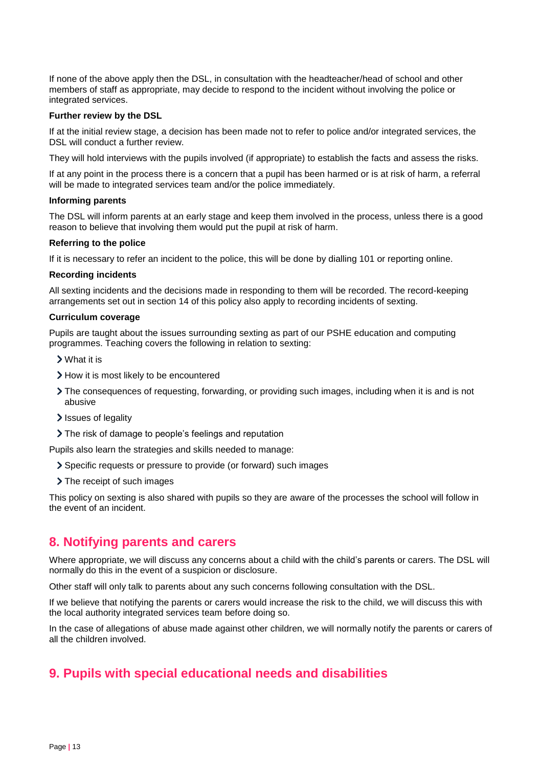If none of the above apply then the DSL, in consultation with the headteacher/head of school and other members of staff as appropriate, may decide to respond to the incident without involving the police or integrated services.

**Further review by the DSL**

If at the initial review stage, a decision has been made not to refer to police and/or integrated services, the DSL will conduct a further review.

They will hold interviews with the pupils involved (if appropriate) to establish the facts and assess the risks.

If at any point in the process there is a concern that a pupil has been harmed or is at risk of harm, a referral will be made to integrated services team and/or the police immediately.

**Informing parents**

The DSL will inform parents at an early stage and keep them involved in the process, unless there is a good reason to believe that involving them would put the pupil at risk of harm.

**Referring to the police**

If it is necessary to refer an incident to the police, this will be done by dialling 101 or reporting online.

**Recording incidents**

All sexting incidents and the decisions made in responding to them will be recorded. The record-keeping arrangements set out in section 14 of this policy also apply to recording incidents of sexting.

**Curriculum coverage**

Pupils are taught about the issues surrounding sexting as part of our PSHE education and computing programmes. Teaching covers the following in relation to sexting:

- What it is
- How it is most likely to be encountered
- The consequences of requesting, forwarding, or providing such images, including when it is and is not abusive
- Issues of legality
- The risk of damage to people's feelings and reputation

Pupils also learn the strategies and skills needed to manage:

- Specific requests or pressure to provide (or forward) such images
- The receipt of such images

This policy on sexting is also shared with pupils so they are aware of the processes the school will follow in the event of an incident.

## 8. Notifying parents and carers

Where appropriate, we will discuss any concerns about a child with the child's parents or carers. The DSL will normally do this in the event of a suspicion or disclosure.

Other staff will only talk to parents about any such concerns following consultation with the DSL.

If we believe that notifying the parents or carers would increase the risk to the child, we will discuss this with the local authority integrated services team before doing so.

In the case of allegations of abuse made against other children, we will normally notify the parents or carers of all the children involved.

## 9. Pupils with special educational needs and disabilities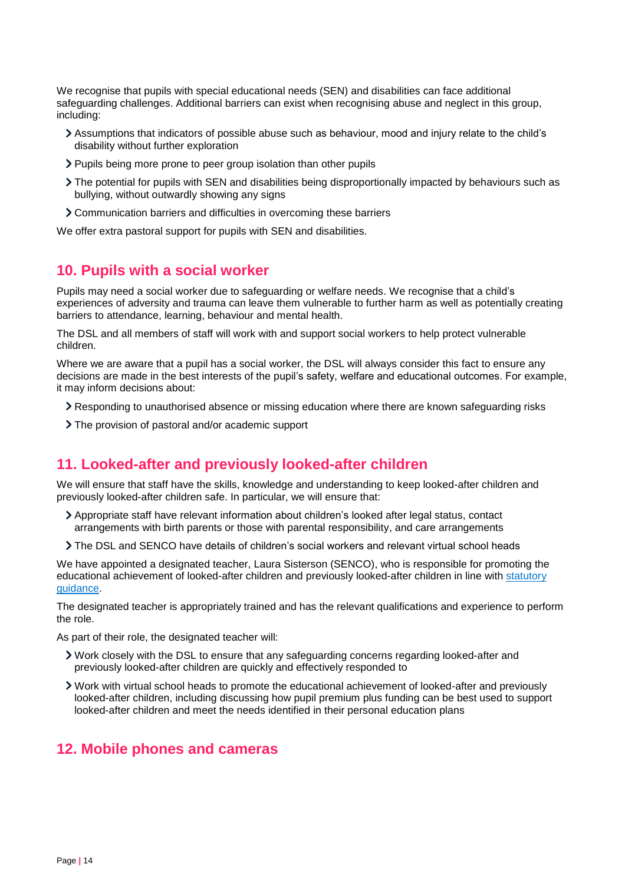We recognise that pupils with special educational needs (SEN) and disabilities can face additional safeguarding challenges. Additional barriers can exist when recognising abuse and neglect in this group, including:

- Assumptions that indicators of possible abuse such as behaviour, mood and injury relate to the child's disability without further exploration
- Pupils being more prone to peer group isolation than other pupils
- The potential for pupils with SEN and disabilities being disproportionally impacted by behaviours such as bullying, without outwardly showing any signs
- Communication barriers and difficulties in overcoming these barriers

We offer extra pastoral support for pupils with SEN and disabilities.

## 10. Pupils with a social worker

Pupils may need a social worker due to safeguarding or welfare needs. We recognise that a child's experiences of adversity and trauma can leave them vulnerable to further harm as well as potentially creating barriers to attendance, learning, behaviour and mental health.

The DSL and all members of staff will work with and support social workers to help protect vulnerable children.

Where we are aware that a pupil has a social worker, the DSL will always consider this fact to ensure any decisions are made in the best interests of the pupil's safety, welfare and educational outcomes. For example, it may inform decisions about:

- Responding to unauthorised absence or missing education where there are known safeguarding risks
- The provision of pastoral and/or academic support

## 11. Looked-after and previously looked-after children

We will ensure that staff have the skills, knowledge and understanding to keep looked-after children and previously looked-after children safe. In particular, we will ensure that:

- Appropriate staff have relevant information about children's looked after legal status, contact arrangements with birth parents or those with parental responsibility, and care arrangements
- The DSL and SENCO have details of children's social workers and relevant virtual school heads

We have appointed a designated teacher, Laura Sisterson (SENCO), who is responsible for promoting the educational achievement of looked-after children and previously looked-after children in line with statutory guidance.

The designated teacher is appropriately trained and has the relevant qualifications and experience to perform the role.

As part of their role, the designated teacher will:

- Work closely with the DSL to ensure that any safeguarding concerns regarding looked-after and previously looked-after children are quickly and effectively responded to
- Work with virtual school heads to promote the educational achievement of looked-after and previously looked-after children, including discussing how pupil premium plus funding can be best used to support looked-after children and meet the needs identified in their personal education plans

## 12. Mobile phones and cameras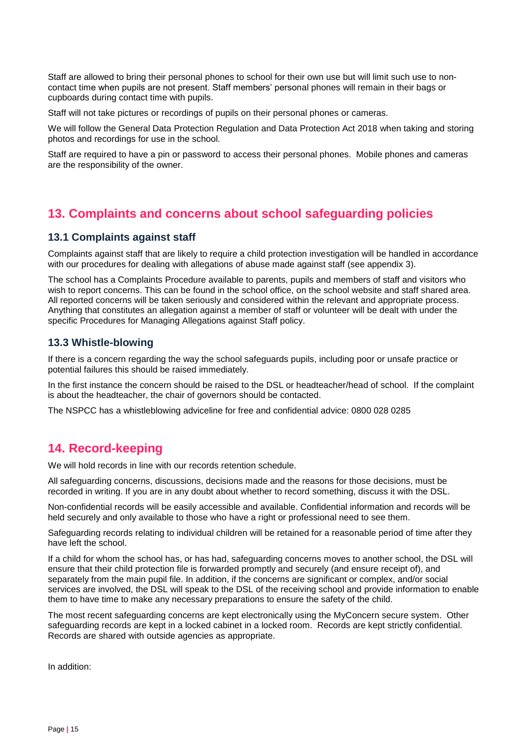Staff are allowed to bring their personal phones to school for their own use but will limit such use to non-contact time when pupils are not present. Staff members' personal phones will remain in their bags or cupboards during contact time with pupils.

Staff will not take pictures or recordings of pupils on their personal phones or cameras.

We will follow the General Data Protection Regulation and Data Protection Act 2018 when taking and storing photos and recordings for use in the school.

Staff are required to have a pin or password to access their personal phones. Mobile phones and cameras are the responsibility of the owner.

## 13. Complaints and concerns about school safeguarding policies

### 13.1 Complaints against staff

Complaints against staff that are likely to require a child protection investigation will be handled in accordance with our procedures for dealing with allegations of abuse made against staff (see appendix 3).

The school has a Complaints Procedure available to parents, pupils and members of staff and visitors who wish to report concerns. This can be found in the school office, on the school website and staff shared area. All reported concerns will be taken seriously and considered within the relevant and appropriate process. Anything that constitutes an allegation against a member of staff or volunteer will be dealt with under the specific Procedures for Managing Allegations against Staff policy.

### 13.3 Whistle-blowing

If there is a concern regarding the way the school safeguards pupils, including poor or unsafe practice or potential failures this should be raised immediately.

In the first instance the concern should be raised to the DSL or headteacher/head of school. If the complaint is about the headteacher, the chair of governors should be contacted.

The NSPCC has a whistleblowing adviceline for free and confidential advice: 0800 028 0285

## 14. Record-keeping

We will hold records in line with our records retention schedule.

All safeguarding concerns, discussions, decisions made and the reasons for those decisions, must be recorded in writing. If you are in any doubt about whether to record something, discuss it with the DSL.

Non-confidential records will be easily accessible and available. Confidential information and records will be held securely and only available to those who have a right or professional need to see them.

Safeguarding records relating to individual children will be retained for a reasonable period of time after they have left the school.

If a child for whom the school has, or has had, safeguarding concerns moves to another school, the DSL will ensure that their child protection file is forwarded promptly and securely (and ensure receipt of), and separately from the main pupil file. In addition, if the concerns are significant or complex, and/or social services are involved, the DSL will speak to the DSL of the receiving school and provide information to enable them to have time to make any necessary preparations to ensure the safety of the child.

The most recent safeguarding concerns are kept electronically using the MyConcern secure system. Other safeguarding records are kept in a locked cabinet in a locked room. Records are kept strictly confidential. Records are shared with outside agencies as appropriate.

In addition: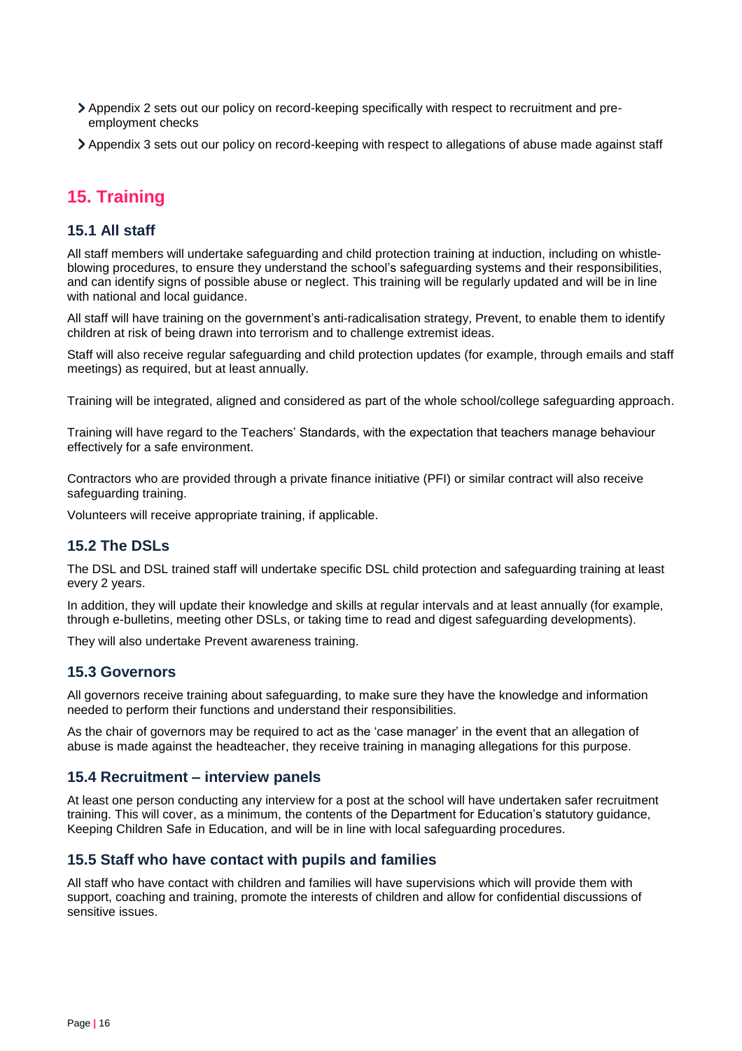- Appendix 2 sets out our policy on record-keeping specifically with respect to recruitment and pre-employment checks
- Appendix 3 sets out our policy on record-keeping with respect to allegations of abuse made against staff

## 15. Training

### 15.1 All staff

All staff members will undertake safeguarding and child protection training at induction, including on whistle-blowing procedures, to ensure they understand the school's safeguarding systems and their responsibilities, and can identify signs of possible abuse or neglect. This training will be regularly updated and will be in line with national and local guidance.

All staff will have training on the government's anti-radicalisation strategy, Prevent, to enable them to identify children at risk of being drawn into terrorism and to challenge extremist ideas.

Staff will also receive regular safeguarding and child protection updates (for example, through emails and staff meetings) as required, but at least annually.

Training will be integrated, aligned and considered as part of the whole school/college safeguarding approach.

Training will have regard to the Teachers' Standards, with the expectation that teachers manage behaviour effectively for a safe environment.

Contractors who are provided through a private finance initiative (PFI) or similar contract will also receive safeguarding training.

Volunteers will receive appropriate training, if applicable.

### 15.2 The DSLs

The DSL and DSL trained staff will undertake specific DSL child protection and safeguarding training at least every 2 years.

In addition, they will update their knowledge and skills at regular intervals and at least annually (for example, through e-bulletins, meeting other DSLs, or taking time to read and digest safeguarding developments).

They will also undertake Prevent awareness training.

### 15.3 Governors

All governors receive training about safeguarding, to make sure they have the knowledge and information needed to perform their functions and understand their responsibilities.

As the chair of governors may be required to act as the 'case manager' in the event that an allegation of abuse is made against the headteacher, they receive training in managing allegations for this purpose.

### 15.4 Recruitment – interview panels

At least one person conducting any interview for a post at the school will have undertaken safer recruitment training. This will cover, as a minimum, the contents of the Department for Education's statutory guidance, Keeping Children Safe in Education, and will be in line with local safeguarding procedures.

### 15.5 Staff who have contact with pupils and families

All staff who have contact with children and families will have supervisions which will provide them with support, coaching and training, promote the interests of children and allow for confidential discussions of sensitive issues.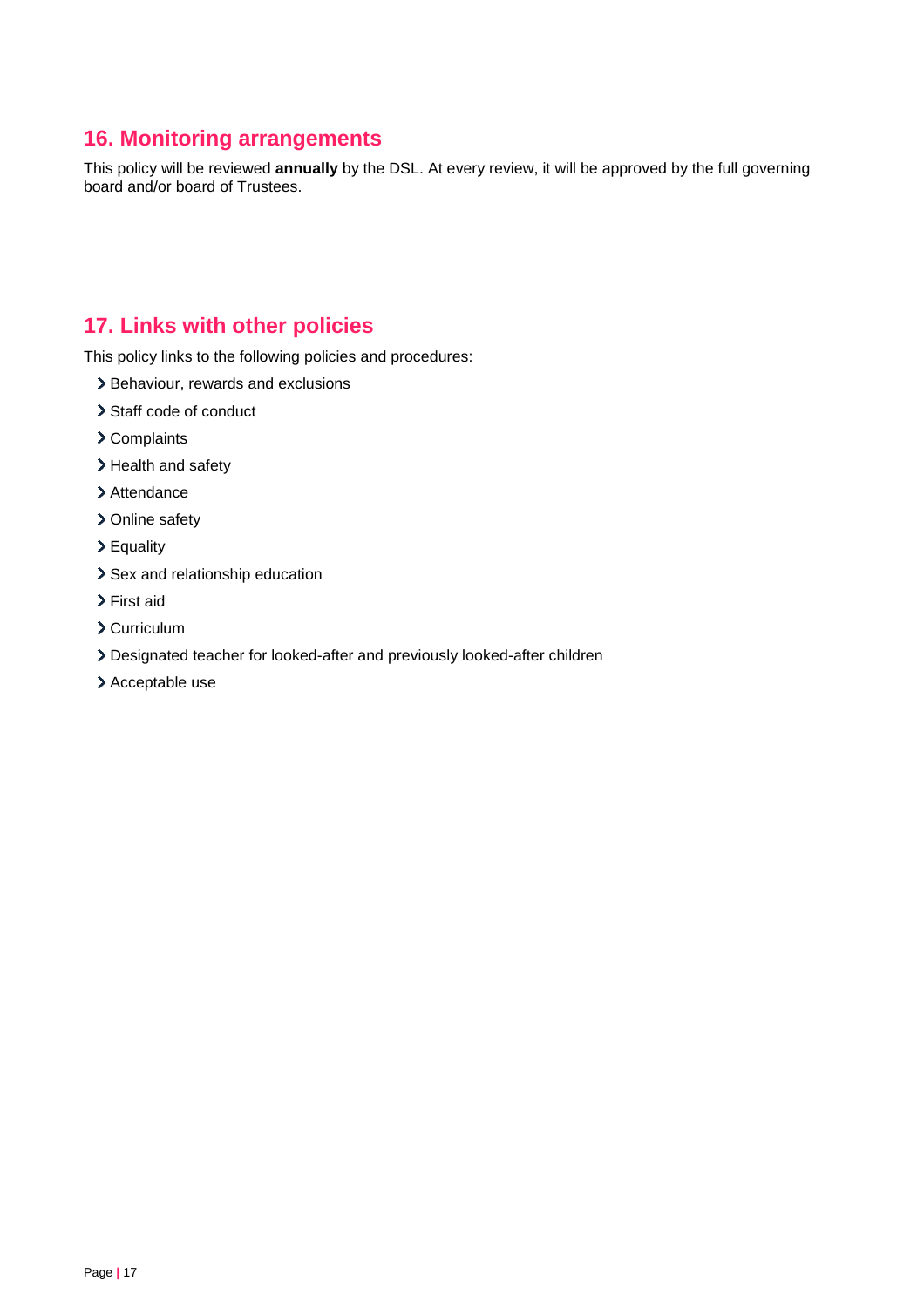## 16. Monitoring arrangements

This policy will be reviewed **annually** by the DSL. At every review, it will be approved by the full governing board and/or board of Trustees.

## 17. Links with other policies

This policy links to the following policies and procedures:

- Behaviour, rewards and exclusions
- Staff code of conduct
- Complaints
- Health and safety
- Attendance
- Online safety
- Equality
- Sex and relationship education
- First aid
- Curriculum
- Designated teacher for looked-after and previously looked-after children
- Acceptable use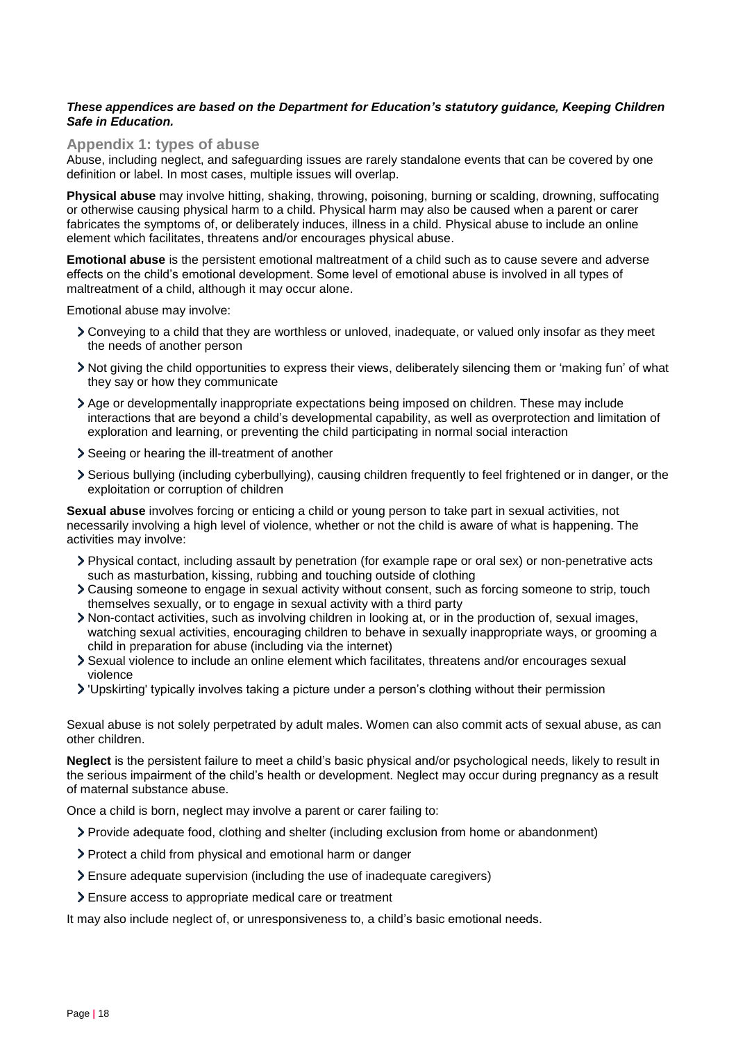***These appendices are based on the Department for Education's statutory guidance, Keeping Children Safe in Education.***

## Appendix 1: types of abuse

Abuse, including neglect, and safeguarding issues are rarely standalone events that can be covered by one definition or label. In most cases, multiple issues will overlap.

**Physical abuse** may involve hitting, shaking, throwing, poisoning, burning or scalding, drowning, suffocating or otherwise causing physical harm to a child. Physical harm may also be caused when a parent or carer fabricates the symptoms of, or deliberately induces, illness in a child. Physical abuse to include an online element which facilitates, threatens and/or encourages physical abuse.

**Emotional abuse** is the persistent emotional maltreatment of a child such as to cause severe and adverse effects on the child's emotional development. Some level of emotional abuse is involved in all types of maltreatment of a child, although it may occur alone.

Emotional abuse may involve:

- Conveying to a child that they are worthless or unloved, inadequate, or valued only insofar as they meet the needs of another person
- Not giving the child opportunities to express their views, deliberately silencing them or 'making fun' of what they say or how they communicate
- Age or developmentally inappropriate expectations being imposed on children. These may include interactions that are beyond a child's developmental capability, as well as overprotection and limitation of exploration and learning, or preventing the child participating in normal social interaction
- Seeing or hearing the ill-treatment of another
- Serious bullying (including cyberbullying), causing children frequently to feel frightened or in danger, or the exploitation or corruption of children

**Sexual abuse** involves forcing or enticing a child or young person to take part in sexual activities, not necessarily involving a high level of violence, whether or not the child is aware of what is happening. The activities may involve:

- Physical contact, including assault by penetration (for example rape or oral sex) or non-penetrative acts such as masturbation, kissing, rubbing and touching outside of clothing
- Causing someone to engage in sexual activity without consent, such as forcing someone to strip, touch themselves sexually, or to engage in sexual activity with a third party
- Non-contact activities, such as involving children in looking at, or in the production of, sexual images, watching sexual activities, encouraging children to behave in sexually inappropriate ways, or grooming a child in preparation for abuse (including via the internet)
- Sexual violence to include an online element which facilitates, threatens and/or encourages sexual violence
- 'Upskirting' typically involves taking a picture under a person's clothing without their permission

Sexual abuse is not solely perpetrated by adult males. Women can also commit acts of sexual abuse, as can other children.

**Neglect** is the persistent failure to meet a child's basic physical and/or psychological needs, likely to result in the serious impairment of the child's health or development. Neglect may occur during pregnancy as a result of maternal substance abuse.

Once a child is born, neglect may involve a parent or carer failing to:

- Provide adequate food, clothing and shelter (including exclusion from home or abandonment)
- Protect a child from physical and emotional harm or danger
- Ensure adequate supervision (including the use of inadequate caregivers)
- Ensure access to appropriate medical care or treatment

It may also include neglect of, or unresponsiveness to, a child's basic emotional needs.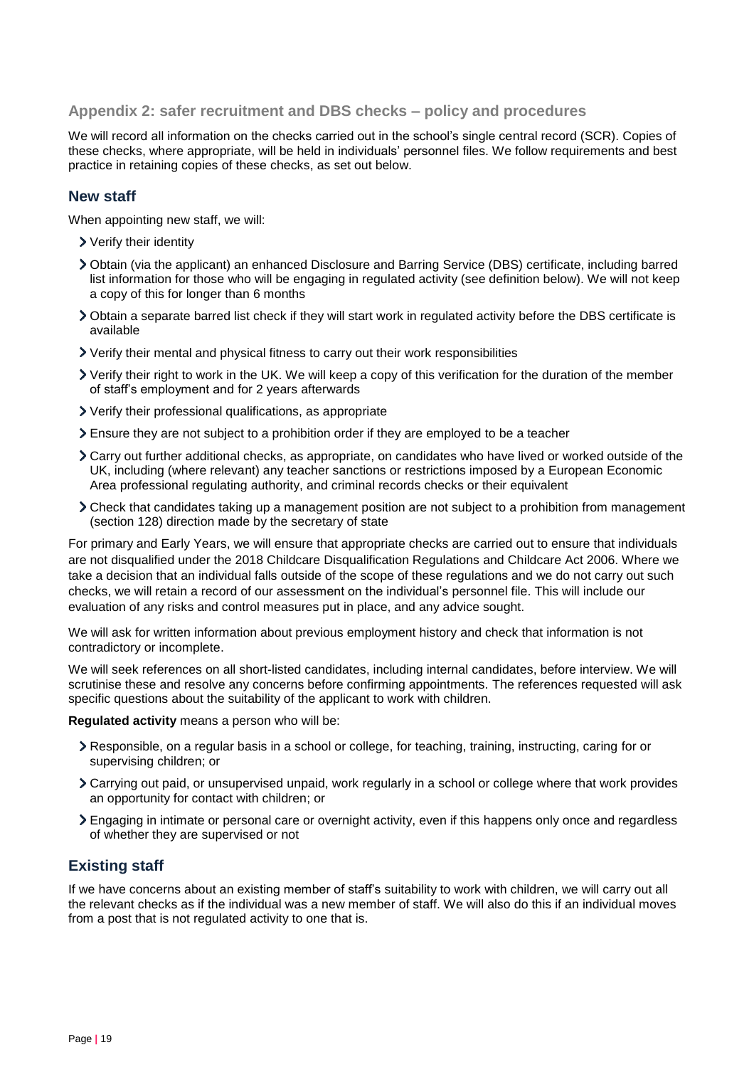## Appendix 2: safer recruitment and DBS checks – policy and procedures

We will record all information on the checks carried out in the school's single central record (SCR). Copies of these checks, where appropriate, will be held in individuals' personnel files. We follow requirements and best practice in retaining copies of these checks, as set out below.

### New staff

When appointing new staff, we will:

- Verify their identity
- Obtain (via the applicant) an enhanced Disclosure and Barring Service (DBS) certificate, including barred list information for those who will be engaging in regulated activity (see definition below). We will not keep a copy of this for longer than 6 months
- Obtain a separate barred list check if they will start work in regulated activity before the DBS certificate is available
- Verify their mental and physical fitness to carry out their work responsibilities
- Verify their right to work in the UK. We will keep a copy of this verification for the duration of the member of staff's employment and for 2 years afterwards
- Verify their professional qualifications, as appropriate
- Ensure they are not subject to a prohibition order if they are employed to be a teacher
- Carry out further additional checks, as appropriate, on candidates who have lived or worked outside of the UK, including (where relevant) any teacher sanctions or restrictions imposed by a European Economic Area professional regulating authority, and criminal records checks or their equivalent
- Check that candidates taking up a management position are not subject to a prohibition from management (section 128) direction made by the secretary of state

For primary and Early Years, we will ensure that appropriate checks are carried out to ensure that individuals are not disqualified under the 2018 Childcare Disqualification Regulations and Childcare Act 2006. Where we take a decision that an individual falls outside of the scope of these regulations and we do not carry out such checks, we will retain a record of our assessment on the individual's personnel file. This will include our evaluation of any risks and control measures put in place, and any advice sought.

We will ask for written information about previous employment history and check that information is not contradictory or incomplete.

We will seek references on all short-listed candidates, including internal candidates, before interview. We will scrutinise these and resolve any concerns before confirming appointments. The references requested will ask specific questions about the suitability of the applicant to work with children.

**Regulated activity** means a person who will be:

- Responsible, on a regular basis in a school or college, for teaching, training, instructing, caring for or supervising children; or
- Carrying out paid, or unsupervised unpaid, work regularly in a school or college where that work provides an opportunity for contact with children; or
- Engaging in intimate or personal care or overnight activity, even if this happens only once and regardless of whether they are supervised or not

### Existing staff

If we have concerns about an existing member of staff's suitability to work with children, we will carry out all the relevant checks as if the individual was a new member of staff. We will also do this if an individual moves from a post that is not regulated activity to one that is.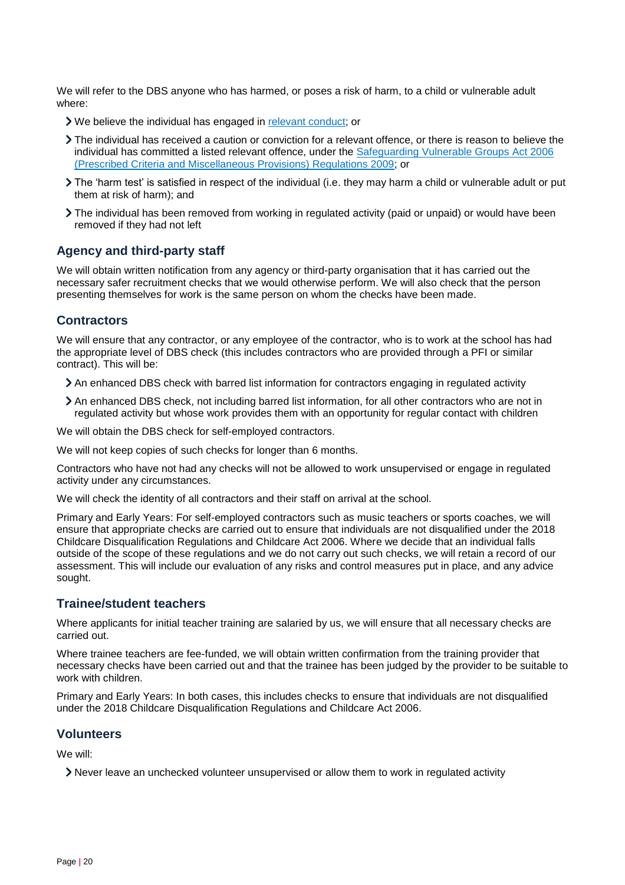We will refer to the DBS anyone who has harmed, or poses a risk of harm, to a child or vulnerable adult where:

- We believe the individual has engaged in [relevant conduct](); or
- The individual has received a caution or conviction for a relevant offence, or there is reason to believe the individual has committed a listed relevant offence, under the [Safeguarding Vulnerable Groups Act 2006 (Prescribed Criteria and Miscellaneous Provisions) Regulations 2009](); or
- The 'harm test' is satisfied in respect of the individual (i.e. they may harm a child or vulnerable adult or put them at risk of harm); and
- The individual has been removed from working in regulated activity (paid or unpaid) or would have been removed if they had not left

### Agency and third-party staff

We will obtain written notification from any agency or third-party organisation that it has carried out the necessary safer recruitment checks that we would otherwise perform. We will also check that the person presenting themselves for work is the same person on whom the checks have been made.

### Contractors

We will ensure that any contractor, or any employee of the contractor, who is to work at the school has had the appropriate level of DBS check (this includes contractors who are provided through a PFI or similar contract). This will be:

- An enhanced DBS check with barred list information for contractors engaging in regulated activity
- An enhanced DBS check, not including barred list information, for all other contractors who are not in regulated activity but whose work provides them with an opportunity for regular contact with children

We will obtain the DBS check for self-employed contractors.

We will not keep copies of such checks for longer than 6 months.

Contractors who have not had any checks will not be allowed to work unsupervised or engage in regulated activity under any circumstances.

We will check the identity of all contractors and their staff on arrival at the school.

Primary and Early Years: For self-employed contractors such as music teachers or sports coaches, we will ensure that appropriate checks are carried out to ensure that individuals are not disqualified under the 2018 Childcare Disqualification Regulations and Childcare Act 2006. Where we decide that an individual falls outside of the scope of these regulations and we do not carry out such checks, we will retain a record of our assessment. This will include our evaluation of any risks and control measures put in place, and any advice sought.

### Trainee/student teachers

Where applicants for initial teacher training are salaried by us, we will ensure that all necessary checks are carried out.

Where trainee teachers are fee-funded, we will obtain written confirmation from the training provider that necessary checks have been carried out and that the trainee has been judged by the provider to be suitable to work with children.

Primary and Early Years: In both cases, this includes checks to ensure that individuals are not disqualified under the 2018 Childcare Disqualification Regulations and Childcare Act 2006.

### Volunteers

We will:

- Never leave an unchecked volunteer unsupervised or allow them to work in regulated activity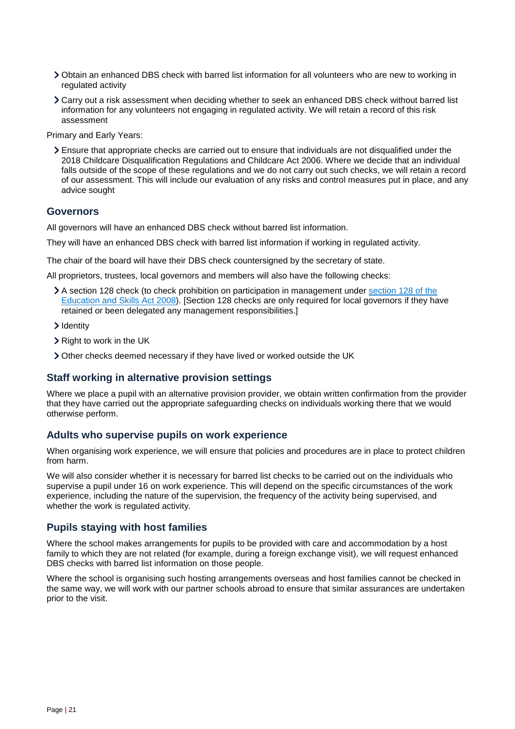- Obtain an enhanced DBS check with barred list information for all volunteers who are new to working in regulated activity
- Carry out a risk assessment when deciding whether to seek an enhanced DBS check without barred list information for any volunteers not engaging in regulated activity. We will retain a record of this risk assessment

Primary and Early Years:

- Ensure that appropriate checks are carried out to ensure that individuals are not disqualified under the 2018 Childcare Disqualification Regulations and Childcare Act 2006. Where we decide that an individual falls outside of the scope of these regulations and we do not carry out such checks, we will retain a record of our assessment. This will include our evaluation of any risks and control measures put in place, and any advice sought

### Governors

All governors will have an enhanced DBS check without barred list information.

They will have an enhanced DBS check with barred list information if working in regulated activity.

The chair of the board will have their DBS check countersigned by the secretary of state.

All proprietors, trustees, local governors and members will also have the following checks:

- A section 128 check (to check prohibition on participation in management under section 128 of the Education and Skills Act 2008). [Section 128 checks are only required for local governors if they have retained or been delegated any management responsibilities.]
- Identity
- Right to work in the UK
- Other checks deemed necessary if they have lived or worked outside the UK

### Staff working in alternative provision settings

Where we place a pupil with an alternative provision provider, we obtain written confirmation from the provider that they have carried out the appropriate safeguarding checks on individuals working there that we would otherwise perform.

### Adults who supervise pupils on work experience

When organising work experience, we will ensure that policies and procedures are in place to protect children from harm.

We will also consider whether it is necessary for barred list checks to be carried out on the individuals who supervise a pupil under 16 on work experience. This will depend on the specific circumstances of the work experience, including the nature of the supervision, the frequency of the activity being supervised, and whether the work is regulated activity.

### Pupils staying with host families

Where the school makes arrangements for pupils to be provided with care and accommodation by a host family to which they are not related (for example, during a foreign exchange visit), we will request enhanced DBS checks with barred list information on those people.

Where the school is organising such hosting arrangements overseas and host families cannot be checked in the same way, we will work with our partner schools abroad to ensure that similar assurances are undertaken prior to the visit.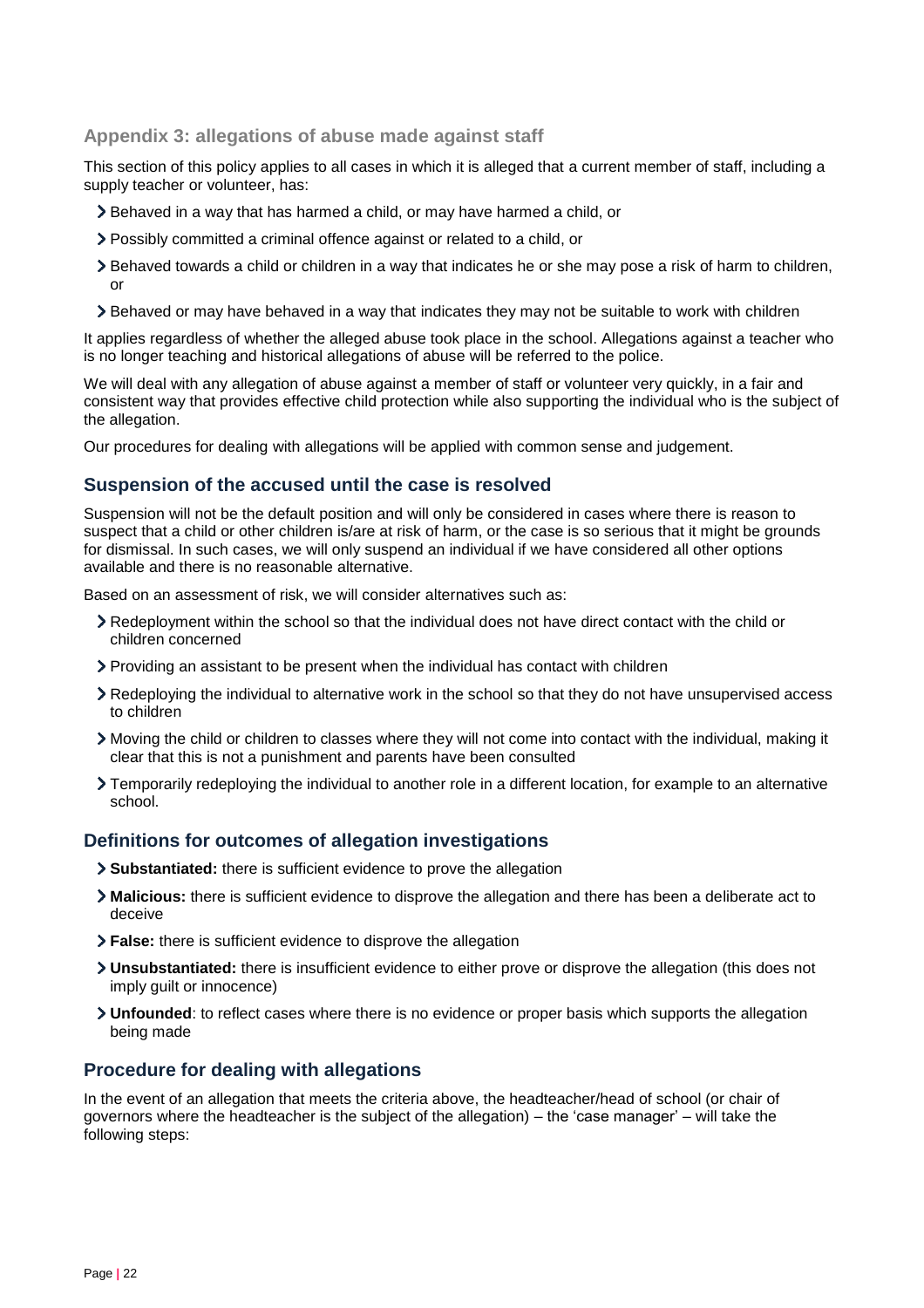## Appendix 3: allegations of abuse made against staff

This section of this policy applies to all cases in which it is alleged that a current member of staff, including a supply teacher or volunteer, has:

- Behaved in a way that has harmed a child, or may have harmed a child, or
- Possibly committed a criminal offence against or related to a child, or
- Behaved towards a child or children in a way that indicates he or she may pose a risk of harm to children, or
- Behaved or may have behaved in a way that indicates they may not be suitable to work with children

It applies regardless of whether the alleged abuse took place in the school. Allegations against a teacher who is no longer teaching and historical allegations of abuse will be referred to the police.

We will deal with any allegation of abuse against a member of staff or volunteer very quickly, in a fair and consistent way that provides effective child protection while also supporting the individual who is the subject of the allegation.

Our procedures for dealing with allegations will be applied with common sense and judgement.

### Suspension of the accused until the case is resolved

Suspension will not be the default position and will only be considered in cases where there is reason to suspect that a child or other children is/are at risk of harm, or the case is so serious that it might be grounds for dismissal. In such cases, we will only suspend an individual if we have considered all other options available and there is no reasonable alternative.

Based on an assessment of risk, we will consider alternatives such as:

- Redeployment within the school so that the individual does not have direct contact with the child or children concerned
- Providing an assistant to be present when the individual has contact with children
- Redeploying the individual to alternative work in the school so that they do not have unsupervised access to children
- Moving the child or children to classes where they will not come into contact with the individual, making it clear that this is not a punishment and parents have been consulted
- Temporarily redeploying the individual to another role in a different location, for example to an alternative school.

### Definitions for outcomes of allegation investigations

- **Substantiated:** there is sufficient evidence to prove the allegation
- **Malicious:** there is sufficient evidence to disprove the allegation and there has been a deliberate act to deceive
- **False:** there is sufficient evidence to disprove the allegation
- **Unsubstantiated:** there is insufficient evidence to either prove or disprove the allegation (this does not imply guilt or innocence)
- **Unfounded**: to reflect cases where there is no evidence or proper basis which supports the allegation being made

### Procedure for dealing with allegations

In the event of an allegation that meets the criteria above, the headteacher/head of school (or chair of governors where the headteacher is the subject of the allegation) – the 'case manager' – will take the following steps: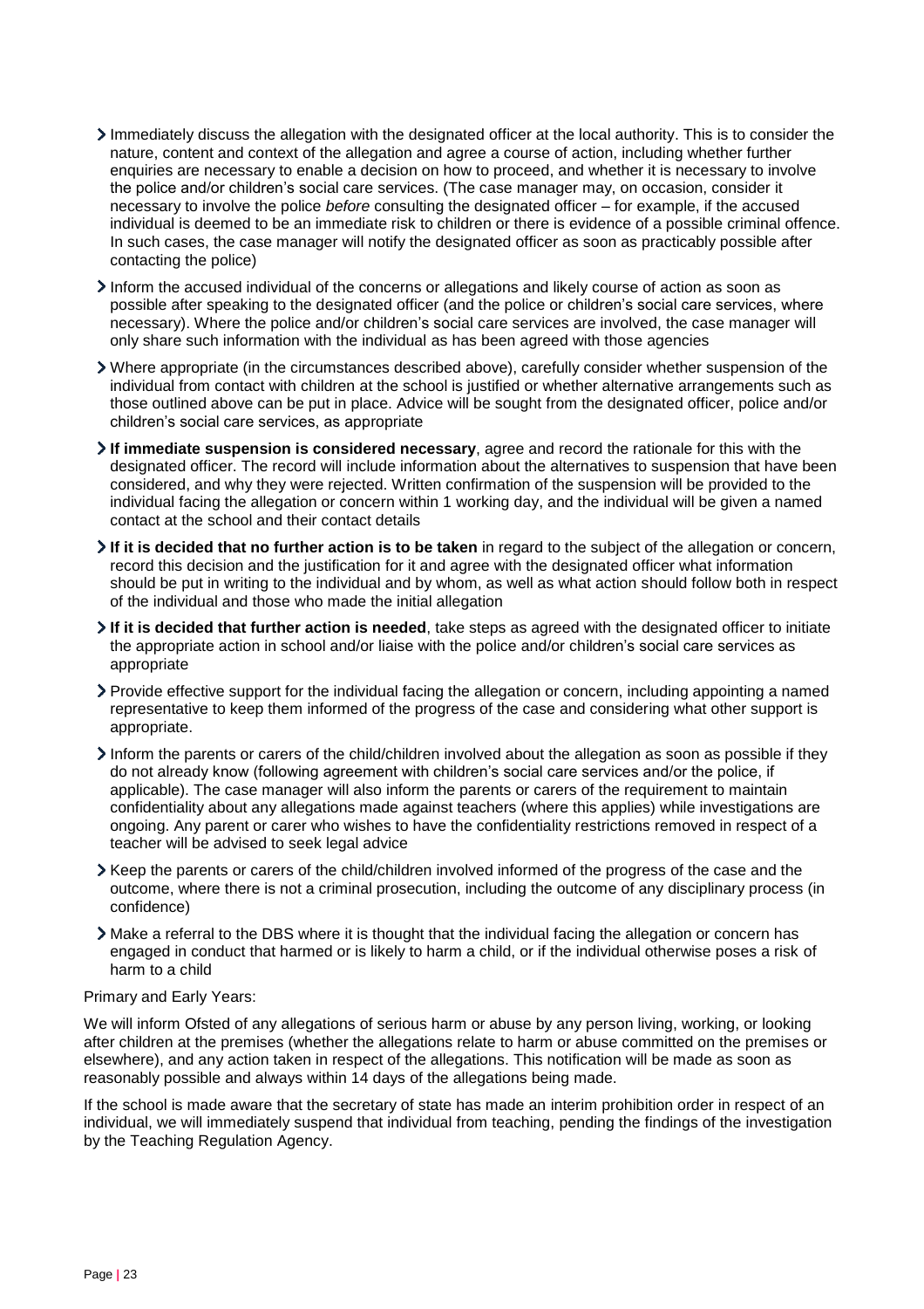- Immediately discuss the allegation with the designated officer at the local authority. This is to consider the nature, content and context of the allegation and agree a course of action, including whether further enquiries are necessary to enable a decision on how to proceed, and whether it is necessary to involve the police and/or children's social care services. (The case manager may, on occasion, consider it necessary to involve the police *before* consulting the designated officer – for example, if the accused individual is deemed to be an immediate risk to children or there is evidence of a possible criminal offence. In such cases, the case manager will notify the designated officer as soon as practicably possible after contacting the police)
- Inform the accused individual of the concerns or allegations and likely course of action as soon as possible after speaking to the designated officer (and the police or children's social care services, where necessary). Where the police and/or children's social care services are involved, the case manager will only share such information with the individual as has been agreed with those agencies
- Where appropriate (in the circumstances described above), carefully consider whether suspension of the individual from contact with children at the school is justified or whether alternative arrangements such as those outlined above can be put in place. Advice will be sought from the designated officer, police and/or children's social care services, as appropriate
- **If immediate suspension is considered necessary**, agree and record the rationale for this with the designated officer. The record will include information about the alternatives to suspension that have been considered, and why they were rejected. Written confirmation of the suspension will be provided to the individual facing the allegation or concern within 1 working day, and the individual will be given a named contact at the school and their contact details
- **If it is decided that no further action is to be taken** in regard to the subject of the allegation or concern, record this decision and the justification for it and agree with the designated officer what information should be put in writing to the individual and by whom, as well as what action should follow both in respect of the individual and those who made the initial allegation
- **If it is decided that further action is needed**, take steps as agreed with the designated officer to initiate the appropriate action in school and/or liaise with the police and/or children's social care services as appropriate
- Provide effective support for the individual facing the allegation or concern, including appointing a named representative to keep them informed of the progress of the case and considering what other support is appropriate.
- Inform the parents or carers of the child/children involved about the allegation as soon as possible if they do not already know (following agreement with children's social care services and/or the police, if applicable). The case manager will also inform the parents or carers of the requirement to maintain confidentiality about any allegations made against teachers (where this applies) while investigations are ongoing. Any parent or carer who wishes to have the confidentiality restrictions removed in respect of a teacher will be advised to seek legal advice
- Keep the parents or carers of the child/children involved informed of the progress of the case and the outcome, where there is not a criminal prosecution, including the outcome of any disciplinary process (in confidence)
- Make a referral to the DBS where it is thought that the individual facing the allegation or concern has engaged in conduct that harmed or is likely to harm a child, or if the individual otherwise poses a risk of harm to a child

Primary and Early Years:

We will inform Ofsted of any allegations of serious harm or abuse by any person living, working, or looking after children at the premises (whether the allegations relate to harm or abuse committed on the premises or elsewhere), and any action taken in respect of the allegations. This notification will be made as soon as reasonably possible and always within 14 days of the allegations being made.

If the school is made aware that the secretary of state has made an interim prohibition order in respect of an individual, we will immediately suspend that individual from teaching, pending the findings of the investigation by the Teaching Regulation Agency.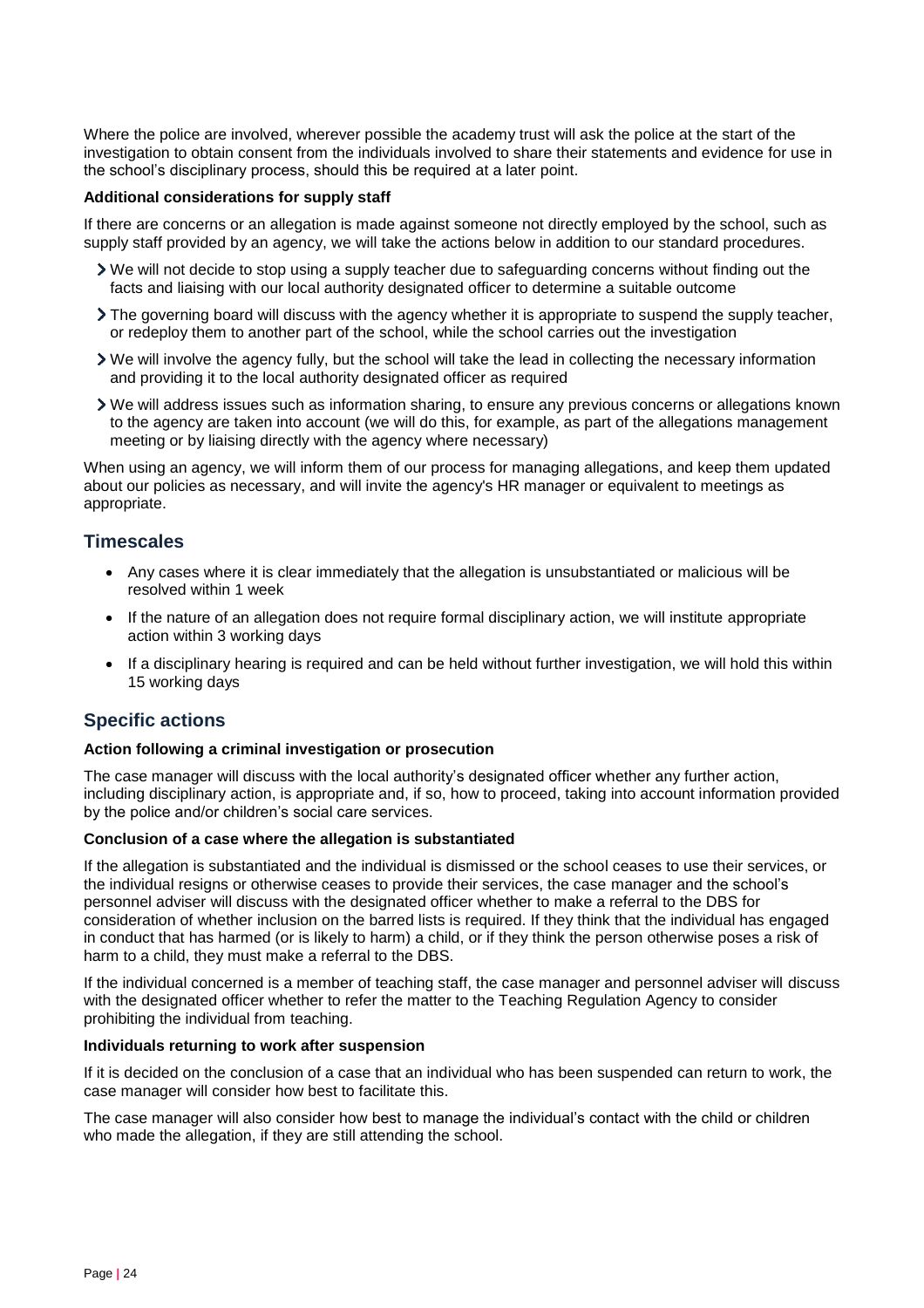Where the police are involved, wherever possible the academy trust will ask the police at the start of the investigation to obtain consent from the individuals involved to share their statements and evidence for use in the school's disciplinary process, should this be required at a later point.

**Additional considerations for supply staff**

If there are concerns or an allegation is made against someone not directly employed by the school, such as supply staff provided by an agency, we will take the actions below in addition to our standard procedures.

- We will not decide to stop using a supply teacher due to safeguarding concerns without finding out the facts and liaising with our local authority designated officer to determine a suitable outcome
- The governing board will discuss with the agency whether it is appropriate to suspend the supply teacher, or redeploy them to another part of the school, while the school carries out the investigation
- We will involve the agency fully, but the school will take the lead in collecting the necessary information and providing it to the local authority designated officer as required
- We will address issues such as information sharing, to ensure any previous concerns or allegations known to the agency are taken into account (we will do this, for example, as part of the allegations management meeting or by liaising directly with the agency where necessary)

When using an agency, we will inform them of our process for managing allegations, and keep them updated about our policies as necessary, and will invite the agency's HR manager or equivalent to meetings as appropriate.

## Timescales

- Any cases where it is clear immediately that the allegation is unsubstantiated or malicious will be resolved within 1 week
- If the nature of an allegation does not require formal disciplinary action, we will institute appropriate action within 3 working days
- If a disciplinary hearing is required and can be held without further investigation, we will hold this within 15 working days

## Specific actions

**Action following a criminal investigation or prosecution**

The case manager will discuss with the local authority's designated officer whether any further action, including disciplinary action, is appropriate and, if so, how to proceed, taking into account information provided by the police and/or children's social care services.

**Conclusion of a case where the allegation is substantiated**

If the allegation is substantiated and the individual is dismissed or the school ceases to use their services, or the individual resigns or otherwise ceases to provide their services, the case manager and the school's personnel adviser will discuss with the designated officer whether to make a referral to the DBS for consideration of whether inclusion on the barred lists is required. If they think that the individual has engaged in conduct that has harmed (or is likely to harm) a child, or if they think the person otherwise poses a risk of harm to a child, they must make a referral to the DBS.

If the individual concerned is a member of teaching staff, the case manager and personnel adviser will discuss with the designated officer whether to refer the matter to the Teaching Regulation Agency to consider prohibiting the individual from teaching.

**Individuals returning to work after suspension**

If it is decided on the conclusion of a case that an individual who has been suspended can return to work, the case manager will consider how best to facilitate this.

The case manager will also consider how best to manage the individual's contact with the child or children who made the allegation, if they are still attending the school.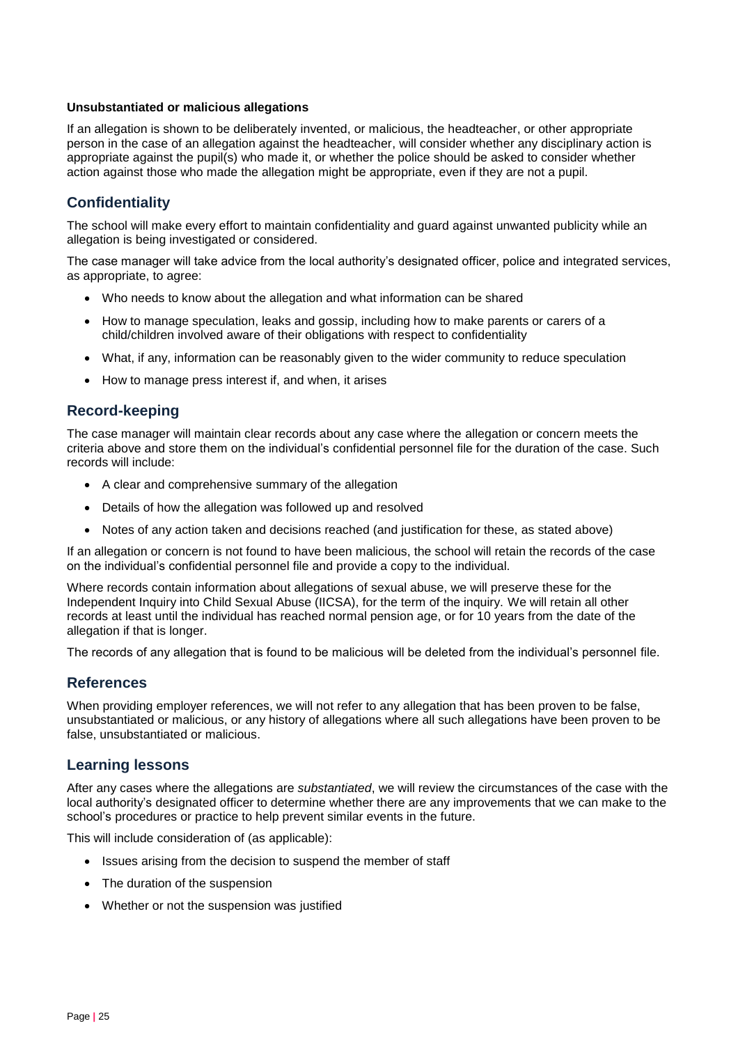**Unsubstantiated or malicious allegations**

If an allegation is shown to be deliberately invented, or malicious, the headteacher, or other appropriate person in the case of an allegation against the headteacher, will consider whether any disciplinary action is appropriate against the pupil(s) who made it, or whether the police should be asked to consider whether action against those who made the allegation might be appropriate, even if they are not a pupil.

## Confidentiality

The school will make every effort to maintain confidentiality and guard against unwanted publicity while an allegation is being investigated or considered.

The case manager will take advice from the local authority's designated officer, police and integrated services, as appropriate, to agree:

- Who needs to know about the allegation and what information can be shared
- How to manage speculation, leaks and gossip, including how to make parents or carers of a child/children involved aware of their obligations with respect to confidentiality
- What, if any, information can be reasonably given to the wider community to reduce speculation
- How to manage press interest if, and when, it arises

## Record-keeping

The case manager will maintain clear records about any case where the allegation or concern meets the criteria above and store them on the individual's confidential personnel file for the duration of the case. Such records will include:

- A clear and comprehensive summary of the allegation
- Details of how the allegation was followed up and resolved
- Notes of any action taken and decisions reached (and justification for these, as stated above)

If an allegation or concern is not found to have been malicious, the school will retain the records of the case on the individual's confidential personnel file and provide a copy to the individual.

Where records contain information about allegations of sexual abuse, we will preserve these for the Independent Inquiry into Child Sexual Abuse (IICSA), for the term of the inquiry. We will retain all other records at least until the individual has reached normal pension age, or for 10 years from the date of the allegation if that is longer.

The records of any allegation that is found to be malicious will be deleted from the individual's personnel file.

## References

When providing employer references, we will not refer to any allegation that has been proven to be false, unsubstantiated or malicious, or any history of allegations where all such allegations have been proven to be false, unsubstantiated or malicious.

## Learning lessons

After any cases where the allegations are *substantiated*, we will review the circumstances of the case with the local authority's designated officer to determine whether there are any improvements that we can make to the school's procedures or practice to help prevent similar events in the future.

This will include consideration of (as applicable):

- Issues arising from the decision to suspend the member of staff
- The duration of the suspension
- Whether or not the suspension was justified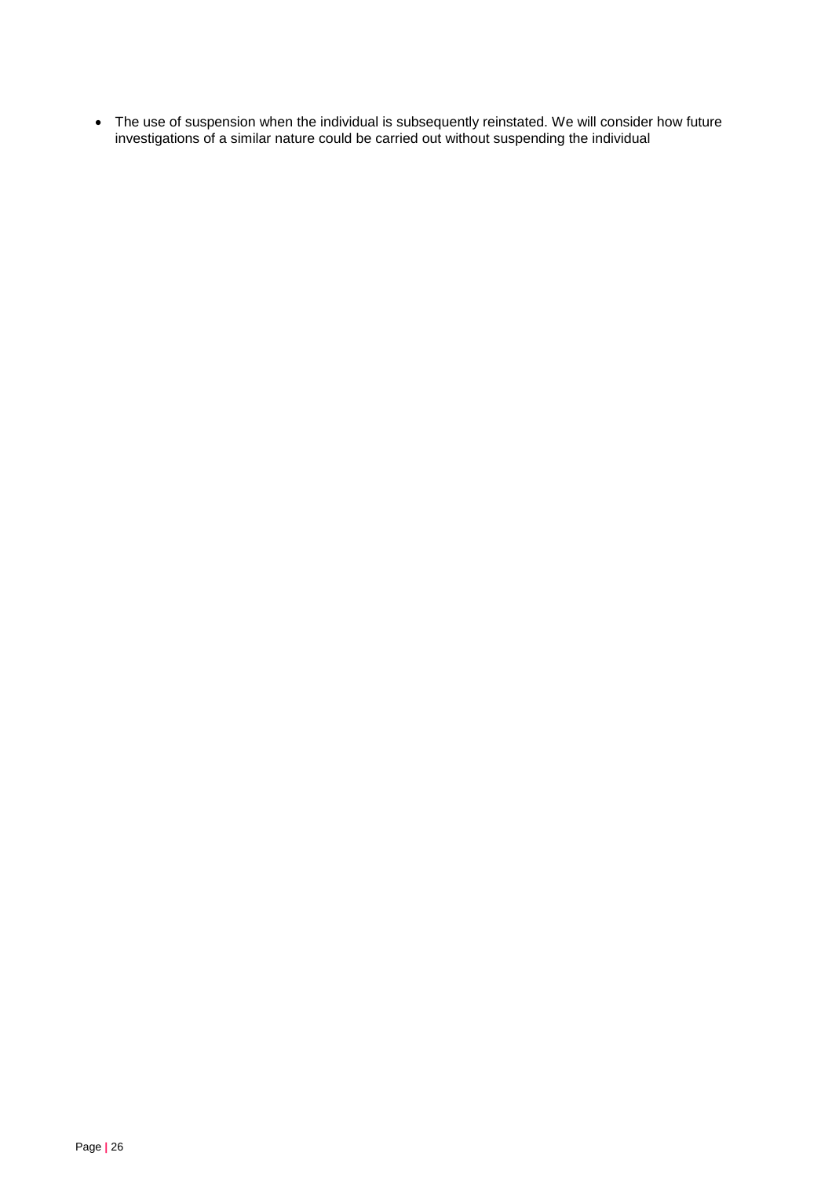- The use of suspension when the individual is subsequently reinstated. We will consider how future investigations of a similar nature could be carried out without suspending the individual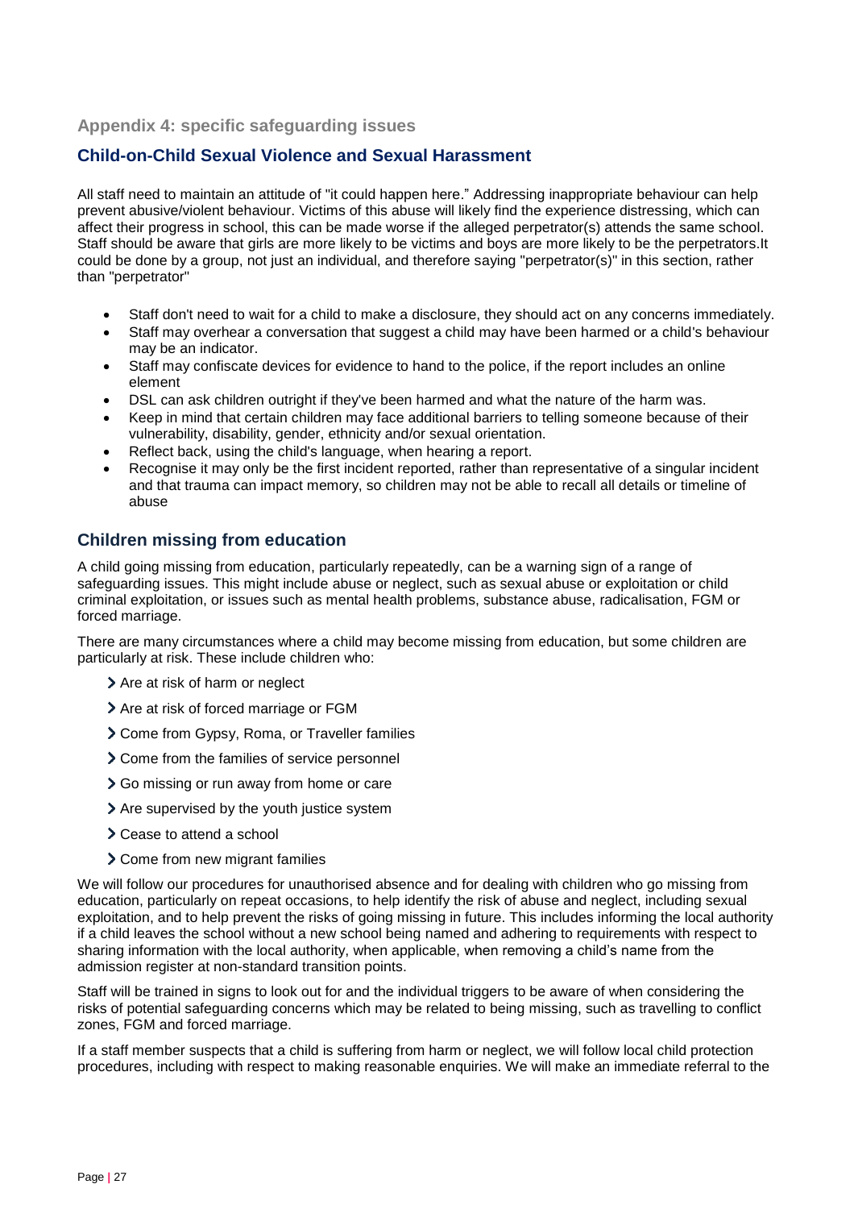## Appendix 4: specific safeguarding issues

### Child-on-Child Sexual Violence and Sexual Harassment

All staff need to maintain an attitude of "it could happen here." Addressing inappropriate behaviour can help prevent abusive/violent behaviour. Victims of this abuse will likely find the experience distressing, which can affect their progress in school, this can be made worse if the alleged perpetrator(s) attends the same school. Staff should be aware that girls are more likely to be victims and boys are more likely to be the perpetrators.It could be done by a group, not just an individual, and therefore saying "perpetrator(s)" in this section, rather than "perpetrator"

- Staff don't need to wait for a child to make a disclosure, they should act on any concerns immediately.
- Staff may overhear a conversation that suggest a child may have been harmed or a child's behaviour may be an indicator.
- Staff may confiscate devices for evidence to hand to the police, if the report includes an online element
- DSL can ask children outright if they've been harmed and what the nature of the harm was.
- Keep in mind that certain children may face additional barriers to telling someone because of their vulnerability, disability, gender, ethnicity and/or sexual orientation.
- Reflect back, using the child's language, when hearing a report.
- Recognise it may only be the first incident reported, rather than representative of a singular incident and that trauma can impact memory, so children may not be able to recall all details or timeline of abuse

### Children missing from education

A child going missing from education, particularly repeatedly, can be a warning sign of a range of safeguarding issues. This might include abuse or neglect, such as sexual abuse or exploitation or child criminal exploitation, or issues such as mental health problems, substance abuse, radicalisation, FGM or forced marriage.

There are many circumstances where a child may become missing from education, but some children are particularly at risk. These include children who:

- Are at risk of harm or neglect
- Are at risk of forced marriage or FGM
- Come from Gypsy, Roma, or Traveller families
- Come from the families of service personnel
- Go missing or run away from home or care
- Are supervised by the youth justice system
- Cease to attend a school
- Come from new migrant families

We will follow our procedures for unauthorised absence and for dealing with children who go missing from education, particularly on repeat occasions, to help identify the risk of abuse and neglect, including sexual exploitation, and to help prevent the risks of going missing in future. This includes informing the local authority if a child leaves the school without a new school being named and adhering to requirements with respect to sharing information with the local authority, when applicable, when removing a child's name from the admission register at non-standard transition points.

Staff will be trained in signs to look out for and the individual triggers to be aware of when considering the risks of potential safeguarding concerns which may be related to being missing, such as travelling to conflict zones, FGM and forced marriage.

If a staff member suspects that a child is suffering from harm or neglect, we will follow local child protection procedures, including with respect to making reasonable enquiries. We will make an immediate referral to the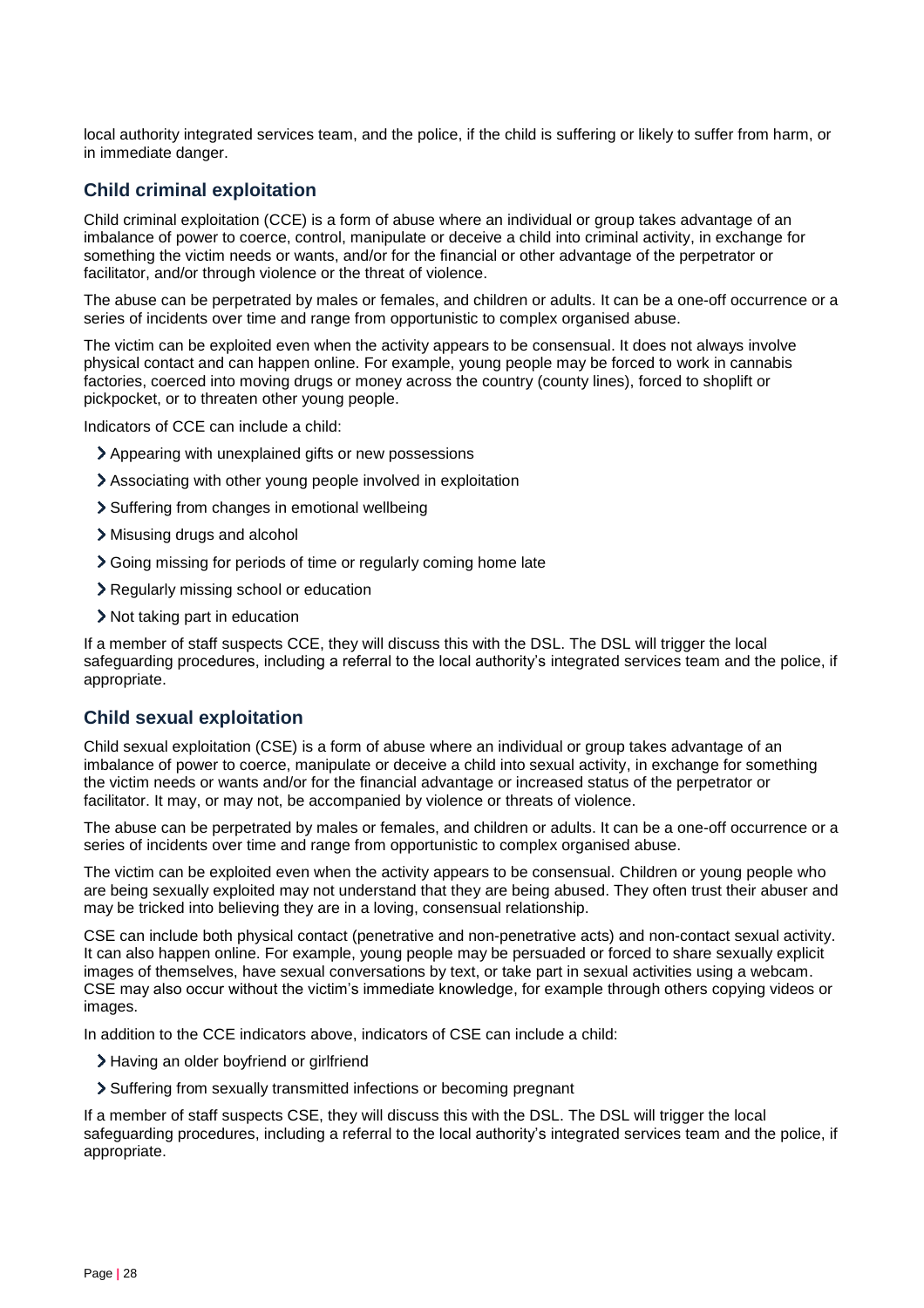local authority integrated services team, and the police, if the child is suffering or likely to suffer from harm, or in immediate danger.

### Child criminal exploitation

Child criminal exploitation (CCE) is a form of abuse where an individual or group takes advantage of an imbalance of power to coerce, control, manipulate or deceive a child into criminal activity, in exchange for something the victim needs or wants, and/or for the financial or other advantage of the perpetrator or facilitator, and/or through violence or the threat of violence.

The abuse can be perpetrated by males or females, and children or adults. It can be a one-off occurrence or a series of incidents over time and range from opportunistic to complex organised abuse.

The victim can be exploited even when the activity appears to be consensual. It does not always involve physical contact and can happen online. For example, young people may be forced to work in cannabis factories, coerced into moving drugs or money across the country (county lines), forced to shoplift or pickpocket, or to threaten other young people.

Indicators of CCE can include a child:

- Appearing with unexplained gifts or new possessions
- Associating with other young people involved in exploitation
- Suffering from changes in emotional wellbeing
- Misusing drugs and alcohol
- Going missing for periods of time or regularly coming home late
- Regularly missing school or education
- Not taking part in education

If a member of staff suspects CCE, they will discuss this with the DSL. The DSL will trigger the local safeguarding procedures, including a referral to the local authority's integrated services team and the police, if appropriate.

### Child sexual exploitation

Child sexual exploitation (CSE) is a form of abuse where an individual or group takes advantage of an imbalance of power to coerce, manipulate or deceive a child into sexual activity, in exchange for something the victim needs or wants and/or for the financial advantage or increased status of the perpetrator or facilitator. It may, or may not, be accompanied by violence or threats of violence.

The abuse can be perpetrated by males or females, and children or adults. It can be a one-off occurrence or a series of incidents over time and range from opportunistic to complex organised abuse.

The victim can be exploited even when the activity appears to be consensual. Children or young people who are being sexually exploited may not understand that they are being abused. They often trust their abuser and may be tricked into believing they are in a loving, consensual relationship.

CSE can include both physical contact (penetrative and non-penetrative acts) and non-contact sexual activity. It can also happen online. For example, young people may be persuaded or forced to share sexually explicit images of themselves, have sexual conversations by text, or take part in sexual activities using a webcam. CSE may also occur without the victim's immediate knowledge, for example through others copying videos or images.

In addition to the CCE indicators above, indicators of CSE can include a child:

- Having an older boyfriend or girlfriend
- Suffering from sexually transmitted infections or becoming pregnant

If a member of staff suspects CSE, they will discuss this with the DSL. The DSL will trigger the local safeguarding procedures, including a referral to the local authority's integrated services team and the police, if appropriate.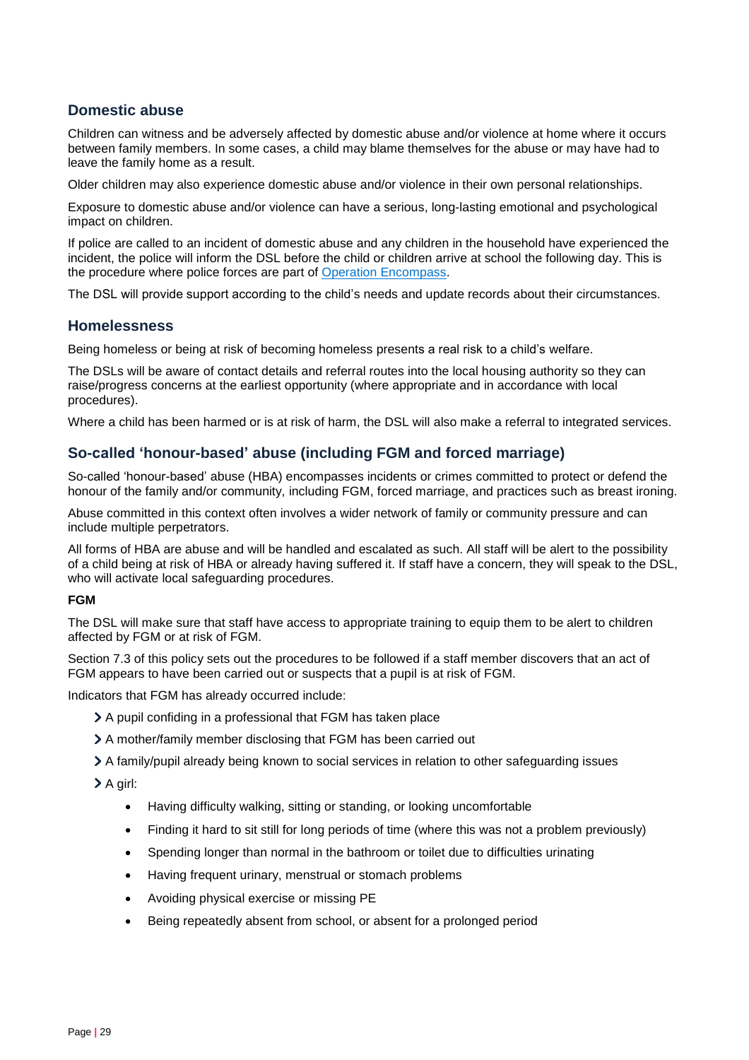## Domestic abuse

Children can witness and be adversely affected by domestic abuse and/or violence at home where it occurs between family members. In some cases, a child may blame themselves for the abuse or may have had to leave the family home as a result.

Older children may also experience domestic abuse and/or violence in their own personal relationships.

Exposure to domestic abuse and/or violence can have a serious, long-lasting emotional and psychological impact on children.

If police are called to an incident of domestic abuse and any children in the household have experienced the incident, the police will inform the DSL before the child or children arrive at school the following day. This is the procedure where police forces are part of Operation Encompass.

The DSL will provide support according to the child's needs and update records about their circumstances.

## Homelessness

Being homeless or being at risk of becoming homeless presents a real risk to a child's welfare.

The DSLs will be aware of contact details and referral routes into the local housing authority so they can raise/progress concerns at the earliest opportunity (where appropriate and in accordance with local procedures).

Where a child has been harmed or is at risk of harm, the DSL will also make a referral to integrated services.

## So-called 'honour-based' abuse (including FGM and forced marriage)

So-called 'honour-based' abuse (HBA) encompasses incidents or crimes committed to protect or defend the honour of the family and/or community, including FGM, forced marriage, and practices such as breast ironing.

Abuse committed in this context often involves a wider network of family or community pressure and can include multiple perpetrators.

All forms of HBA are abuse and will be handled and escalated as such. All staff will be alert to the possibility of a child being at risk of HBA or already having suffered it. If staff have a concern, they will speak to the DSL, who will activate local safeguarding procedures.

**FGM**

The DSL will make sure that staff have access to appropriate training to equip them to be alert to children affected by FGM or at risk of FGM.

Section 7.3 of this policy sets out the procedures to be followed if a staff member discovers that an act of FGM appears to have been carried out or suspects that a pupil is at risk of FGM.

Indicators that FGM has already occurred include:

- A pupil confiding in a professional that FGM has taken place
- A mother/family member disclosing that FGM has been carried out
- A family/pupil already being known to social services in relation to other safeguarding issues
- A girl:
  - Having difficulty walking, sitting or standing, or looking uncomfortable
  - Finding it hard to sit still for long periods of time (where this was not a problem previously)
  - Spending longer than normal in the bathroom or toilet due to difficulties urinating
  - Having frequent urinary, menstrual or stomach problems
  - Avoiding physical exercise or missing PE
  - Being repeatedly absent from school, or absent for a prolonged period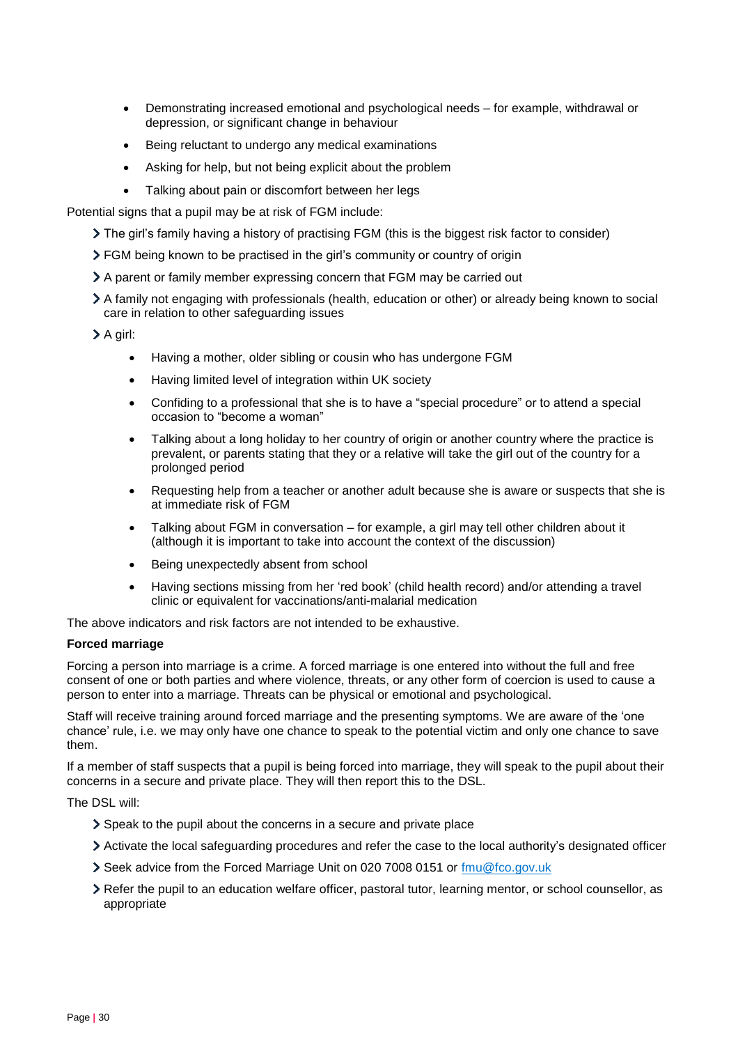- Demonstrating increased emotional and psychological needs – for example, withdrawal or depression, or significant change in behaviour
- Being reluctant to undergo any medical examinations
- Asking for help, but not being explicit about the problem
- Talking about pain or discomfort between her legs

Potential signs that a pupil may be at risk of FGM include:

- The girl's family having a history of practising FGM (this is the biggest risk factor to consider)
- FGM being known to be practised in the girl's community or country of origin
- A parent or family member expressing concern that FGM may be carried out
- A family not engaging with professionals (health, education or other) or already being known to social care in relation to other safeguarding issues
- A girl:
  - Having a mother, older sibling or cousin who has undergone FGM
  - Having limited level of integration within UK society
  - Confiding to a professional that she is to have a "special procedure" or to attend a special occasion to "become a woman"
  - Talking about a long holiday to her country of origin or another country where the practice is prevalent, or parents stating that they or a relative will take the girl out of the country for a prolonged period
  - Requesting help from a teacher or another adult because she is aware or suspects that she is at immediate risk of FGM
  - Talking about FGM in conversation – for example, a girl may tell other children about it (although it is important to take into account the context of the discussion)
  - Being unexpectedly absent from school
  - Having sections missing from her 'red book' (child health record) and/or attending a travel clinic or equivalent for vaccinations/anti-malarial medication

The above indicators and risk factors are not intended to be exhaustive.

**Forced marriage**

Forcing a person into marriage is a crime. A forced marriage is one entered into without the full and free consent of one or both parties and where violence, threats, or any other form of coercion is used to cause a person to enter into a marriage. Threats can be physical or emotional and psychological.

Staff will receive training around forced marriage and the presenting symptoms. We are aware of the 'one chance' rule, i.e. we may only have one chance to speak to the potential victim and only one chance to save them.

If a member of staff suspects that a pupil is being forced into marriage, they will speak to the pupil about their concerns in a secure and private place. They will then report this to the DSL.

The DSL will:

- Speak to the pupil about the concerns in a secure and private place
- Activate the local safeguarding procedures and refer the case to the local authority's designated officer
- Seek advice from the Forced Marriage Unit on 020 7008 0151 or [fmu@fco.gov.uk](mailto:fmu@fco.gov.uk)
- Refer the pupil to an education welfare officer, pastoral tutor, learning mentor, or school counsellor, as appropriate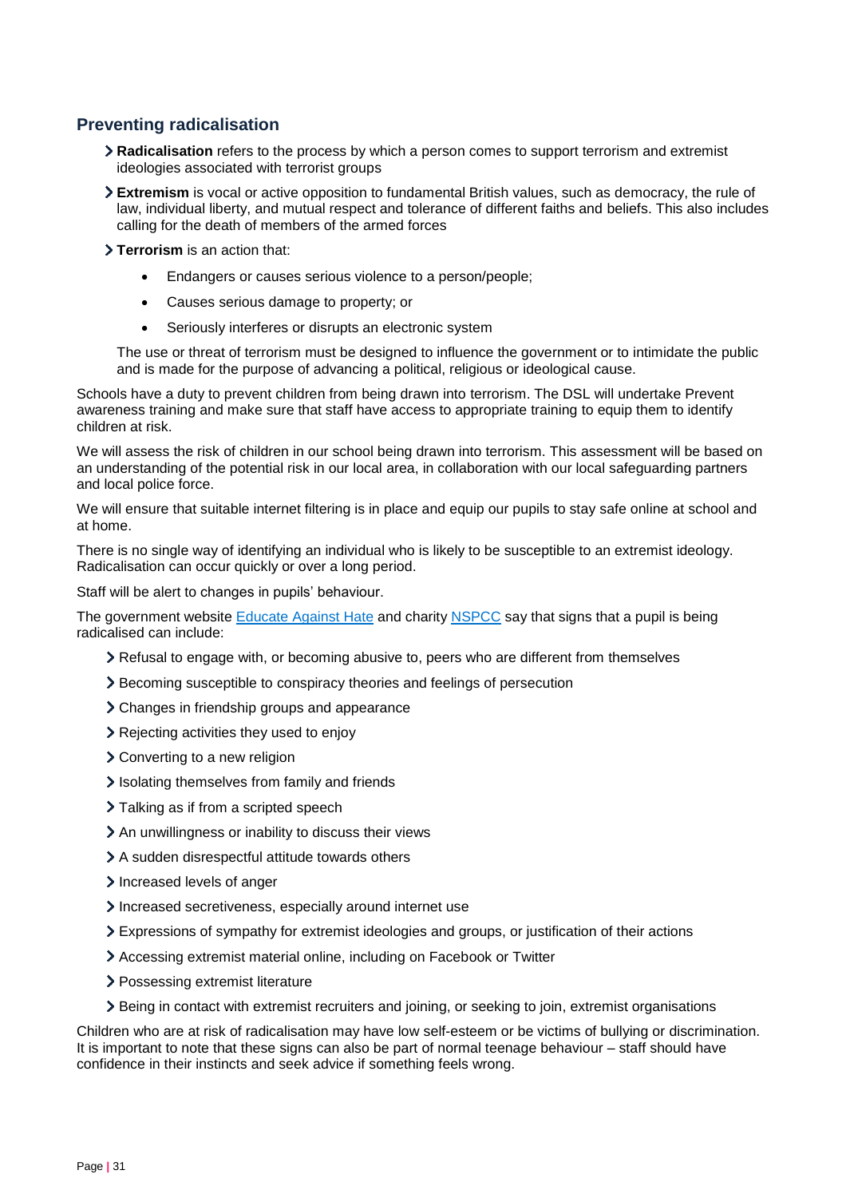## Preventing radicalisation

- **Radicalisation** refers to the process by which a person comes to support terrorism and extremist ideologies associated with terrorist groups
- **Extremism** is vocal or active opposition to fundamental British values, such as democracy, the rule of law, individual liberty, and mutual respect and tolerance of different faiths and beliefs. This also includes calling for the death of members of the armed forces
- **Terrorism** is an action that:
  - Endangers or causes serious violence to a person/people;
  - Causes serious damage to property; or
  - Seriously interferes or disrupts an electronic system

  The use or threat of terrorism must be designed to influence the government or to intimidate the public and is made for the purpose of advancing a political, religious or ideological cause.

Schools have a duty to prevent children from being drawn into terrorism. The DSL will undertake Prevent awareness training and make sure that staff have access to appropriate training to equip them to identify children at risk.

We will assess the risk of children in our school being drawn into terrorism. This assessment will be based on an understanding of the potential risk in our local area, in collaboration with our local safeguarding partners and local police force.

We will ensure that suitable internet filtering is in place and equip our pupils to stay safe online at school and at home.

There is no single way of identifying an individual who is likely to be susceptible to an extremist ideology. Radicalisation can occur quickly or over a long period.

Staff will be alert to changes in pupils' behaviour.

The government website [Educate Against Hate]() and charity [NSPCC]() say that signs that a pupil is being radicalised can include:

- Refusal to engage with, or becoming abusive to, peers who are different from themselves
- Becoming susceptible to conspiracy theories and feelings of persecution
- Changes in friendship groups and appearance
- Rejecting activities they used to enjoy
- Converting to a new religion
- Isolating themselves from family and friends
- Talking as if from a scripted speech
- An unwillingness or inability to discuss their views
- A sudden disrespectful attitude towards others
- Increased levels of anger
- Increased secretiveness, especially around internet use
- Expressions of sympathy for extremist ideologies and groups, or justification of their actions
- Accessing extremist material online, including on Facebook or Twitter
- Possessing extremist literature
- Being in contact with extremist recruiters and joining, or seeking to join, extremist organisations

Children who are at risk of radicalisation may have low self-esteem or be victims of bullying or discrimination. It is important to note that these signs can also be part of normal teenage behaviour – staff should have confidence in their instincts and seek advice if something feels wrong.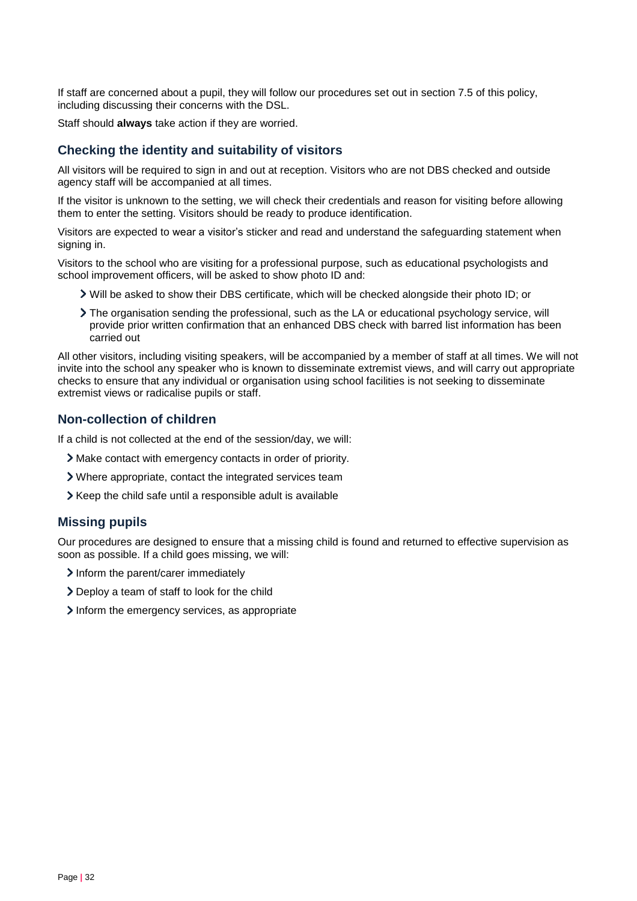If staff are concerned about a pupil, they will follow our procedures set out in section 7.5 of this policy, including discussing their concerns with the DSL.

Staff should **always** take action if they are worried.

## Checking the identity and suitability of visitors

All visitors will be required to sign in and out at reception. Visitors who are not DBS checked and outside agency staff will be accompanied at all times.

If the visitor is unknown to the setting, we will check their credentials and reason for visiting before allowing them to enter the setting. Visitors should be ready to produce identification.

Visitors are expected to wear a visitor's sticker and read and understand the safeguarding statement when signing in.

Visitors to the school who are visiting for a professional purpose, such as educational psychologists and school improvement officers, will be asked to show photo ID and:

- Will be asked to show their DBS certificate, which will be checked alongside their photo ID; or
- The organisation sending the professional, such as the LA or educational psychology service, will provide prior written confirmation that an enhanced DBS check with barred list information has been carried out

All other visitors, including visiting speakers, will be accompanied by a member of staff at all times. We will not invite into the school any speaker who is known to disseminate extremist views, and will carry out appropriate checks to ensure that any individual or organisation using school facilities is not seeking to disseminate extremist views or radicalise pupils or staff.

## Non-collection of children

If a child is not collected at the end of the session/day, we will:

- Make contact with emergency contacts in order of priority.
- Where appropriate, contact the integrated services team
- Keep the child safe until a responsible adult is available

## Missing pupils

Our procedures are designed to ensure that a missing child is found and returned to effective supervision as soon as possible. If a child goes missing, we will:

- Inform the parent/carer immediately
- Deploy a team of staff to look for the child
- Inform the emergency services, as appropriate